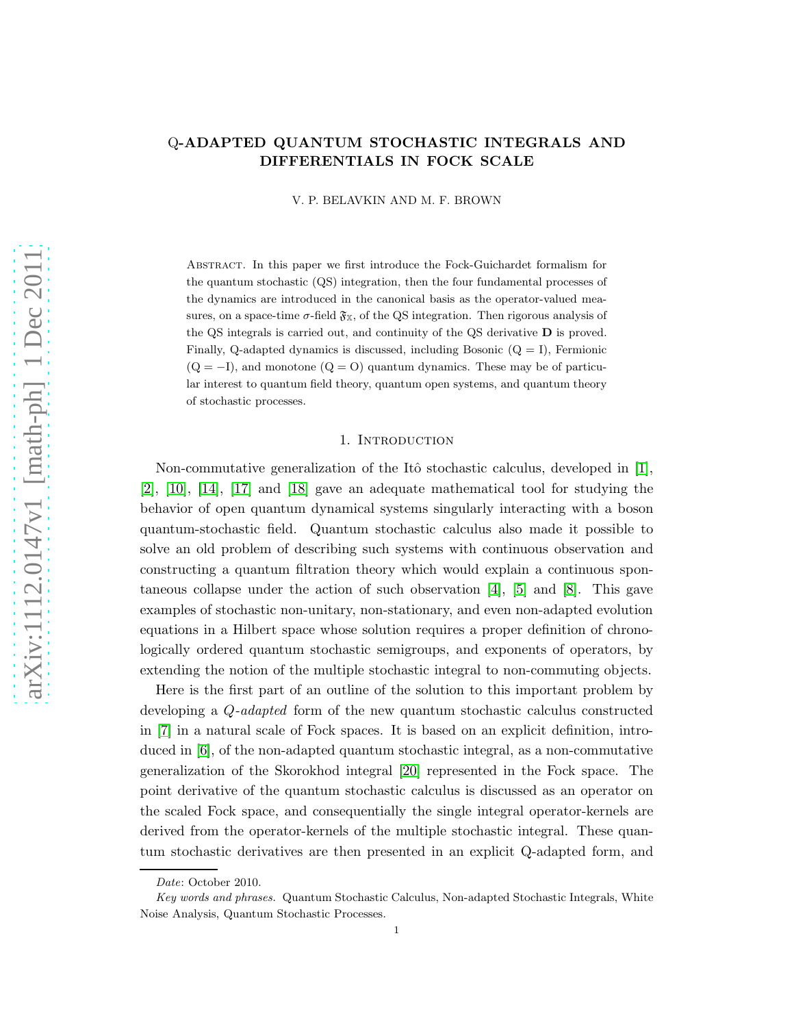# Q-ADAPTED QUANTUM STOCHASTIC INTEGRALS AND DIFFERENTIALS IN FOCK SCALE

V. P. BELAVKIN AND M. F. BROWN

Abstract. In this paper we first introduce the Fock-Guichardet formalism for the quantum stochastic (QS) integration, then the four fundamental processes of the dynamics are introduced in the canonical basis as the operator-valued measures, on a space-time $\sigma$-field $\mathfrak{F}_{\mathbb{X}}$, of the QS integration. Then rigorous analysis of the QS integrals is carried out, and continuity of the QS derivative $\mathbf{D}$ is proved. Finally, Q-adapted dynamics is discussed, including Bosonic ($\mathrm{Q} = \mathrm{I}$), Fermionic ($\mathrm{Q} = -\mathrm{I}$), and monotone ($\mathrm{Q} = \mathrm{O}$) quantum dynamics. These may be of particular interest to quantum field theory, quantum open systems, and quantum theory of stochastic processes.

## 1. Introduction

Non-commutative generalization of the Itô stochastic calculus, developed in [1], [2], [10], [14], [17] and [18] gave an adequate mathematical tool for studying the behavior of open quantum dynamical systems singularly interacting with a boson quantum-stochastic field. Quantum stochastic calculus also made it possible to solve an old problem of describing such systems with continuous observation and constructing a quantum filtration theory which would explain a continuous spontaneous collapse under the action of such observation [4], [5] and [8]. This gave examples of stochastic non-unitary, non-stationary, and even non-adapted evolution equations in a Hilbert space whose solution requires a proper definition of chronologically ordered quantum stochastic semigroups, and exponents of operators, by extending the notion of the multiple stochastic integral to non-commuting objects.

Here is the first part of an outline of the solution to this important problem by developing a *Q-adapted* form of the new quantum stochastic calculus constructed in [7] in a natural scale of Fock spaces. It is based on an explicit definition, introduced in [6], of the non-adapted quantum stochastic integral, as a non-commutative generalization of the Skorokhod integral [20] represented in the Fock space. The point derivative of the quantum stochastic calculus is discussed as an operator on the scaled Fock space, and consequentially the single integral operator-kernels are derived from the operator-kernels of the multiple stochastic integral. These quantum stochastic derivatives are then presented in an explicit Q-adapted form, and

*Date*: October 2010.

*Key words and phrases.* Quantum Stochastic Calculus, Non-adapted Stochastic Integrals, White Noise Analysis, Quantum Stochastic Processes.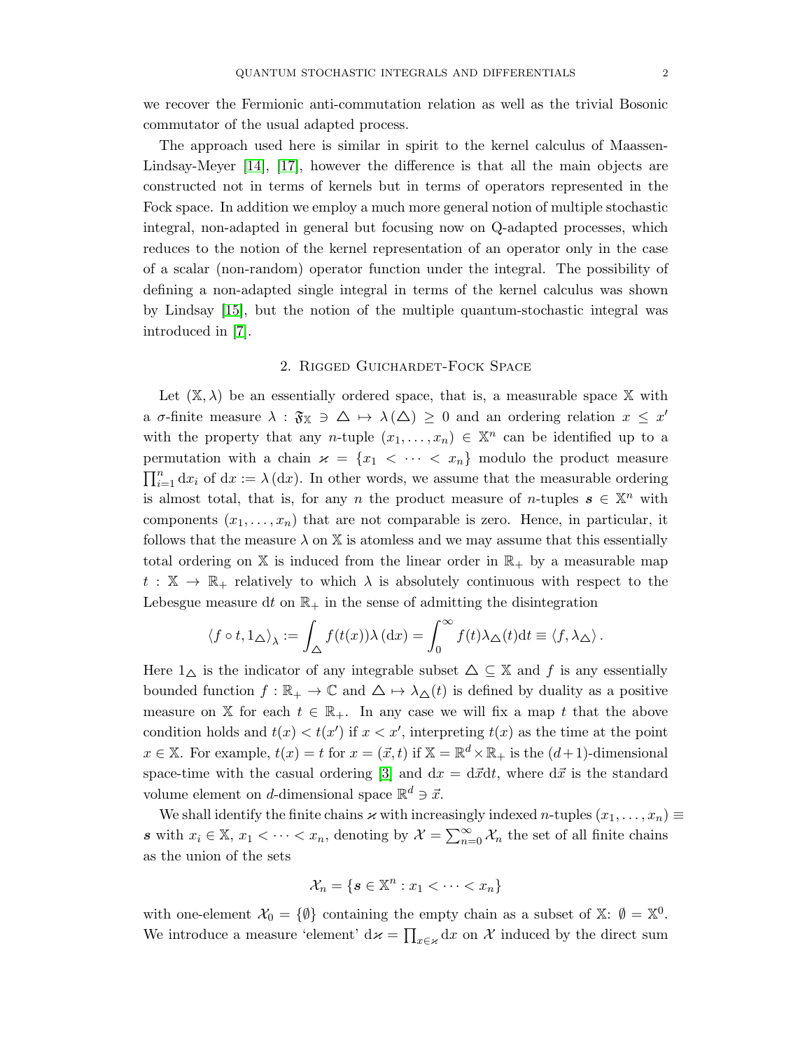we recover the Fermionic anti-commutation relation as well as the trivial Bosonic commutator of the usual adapted process.

The approach used here is similar in spirit to the kernel calculus of Maassen-Lindsay-Meyer [14], [17], however the difference is that all the main objects are constructed not in terms of kernels but in terms of operators represented in the Fock space. In addition we employ a much more general notion of multiple stochastic integral, non-adapted in general but focusing now on Q-adapted processes, which reduces to the notion of the kernel representation of an operator only in the case of a scalar (non-random) operator function under the integral. The possibility of defining a non-adapted single integral in terms of the kernel calculus was shown by Lindsay [15], but the notion of the multiple quantum-stochastic integral was introduced in [7].

## 2. Rigged Guichardet-Fock Space

Let $(\mathbb{X}, \lambda)$ be an essentially ordered space, that is, a measurable space $\mathbb{X}$ with a $\sigma$-finite measure $\lambda : \mathfrak{F}_{\mathbb{X}} \ni \triangle \mapsto \lambda(\triangle) \geq 0$ and an ordering relation $x \leq x'$ with the property that any $n$-tuple $(x_1, \ldots, x_n) \in \mathbb{X}^n$ can be identified up to a permutation with a chain $\varkappa = \{x_1 < \cdots < x_n\}$ modulo the product measure $\prod_{i=1}^n \mathrm{d}x_i$ of $\mathrm{d}x := \lambda(\mathrm{d}x)$. In other words, we assume that the measurable ordering is almost total, that is, for any $n$ the product measure of $n$-tuples $\boldsymbol{s} \in \mathbb{X}^n$ with components $(x_1, \ldots, x_n)$ that are not comparable is zero. Hence, in particular, it follows that the measure $\lambda$ on $\mathbb{X}$ is atomless and we may assume that this essentially total ordering on $\mathbb{X}$ is induced from the linear order in $\mathbb{R}_+$ by a measurable map $t : \mathbb{X} \to \mathbb{R}_+$ relatively to which $\lambda$ is absolutely continuous with respect to the Lebesgue measure $\mathrm{d}t$ on $\mathbb{R}_+$ in the sense of admitting the disintegration

$$\langle f \circ t, 1_\triangle \rangle_\lambda := \int_\triangle f(t(x))\lambda(\mathrm{d}x) = \int_0^\infty f(t)\lambda_\triangle(t)\mathrm{d}t \equiv \langle f, \lambda_\triangle \rangle .$$

Here $1_\triangle$ is the indicator of any integrable subset $\triangle \subseteq \mathbb{X}$ and $f$ is any essentially bounded function $f : \mathbb{R}_+ \to \mathbb{C}$ and $\triangle \mapsto \lambda_\triangle(t)$ is defined by duality as a positive measure on $\mathbb{X}$ for each $t \in \mathbb{R}_+$. In any case we will fix a map $t$ that the above condition holds and $t(x) < t(x')$ if $x < x'$, interpreting $t(x)$ as the time at the point $x \in \mathbb{X}$. For example, $t(x) = t$ for $x = (\vec{x}, t)$ if $\mathbb{X} = \mathbb{R}^d \times \mathbb{R}_+$ is the $(d+1)$-dimensional space-time with the casual ordering [3] and $\mathrm{d}x = \mathrm{d}\vec{x}\mathrm{d}t$, where $\mathrm{d}\vec{x}$ is the standard volume element on $d$-dimensional space $\mathbb{R}^d \ni \vec{x}$.

We shall identify the finite chains $\varkappa$ with increasingly indexed $n$-tuples $(x_1, \ldots, x_n) \equiv \boldsymbol{s}$ with $x_i \in \mathbb{X}$, $x_1 < \cdots < x_n$, denoting by $\mathcal{X} = \sum_{n=0}^\infty \mathcal{X}_n$ the set of all finite chains as the union of the sets

$$\mathcal{X}_n = \{\boldsymbol{s} \in \mathbb{X}^n : x_1 < \cdots < x_n\}$$

with one-element $\mathcal{X}_0 = \{\emptyset\}$ containing the empty chain as a subset of $\mathbb{X}$: $\emptyset = \mathbb{X}^0$. We introduce a measure 'element' $\mathrm{d}\varkappa = \prod_{x \in \varkappa} \mathrm{d}x$ on $\mathcal{X}$ induced by the direct sum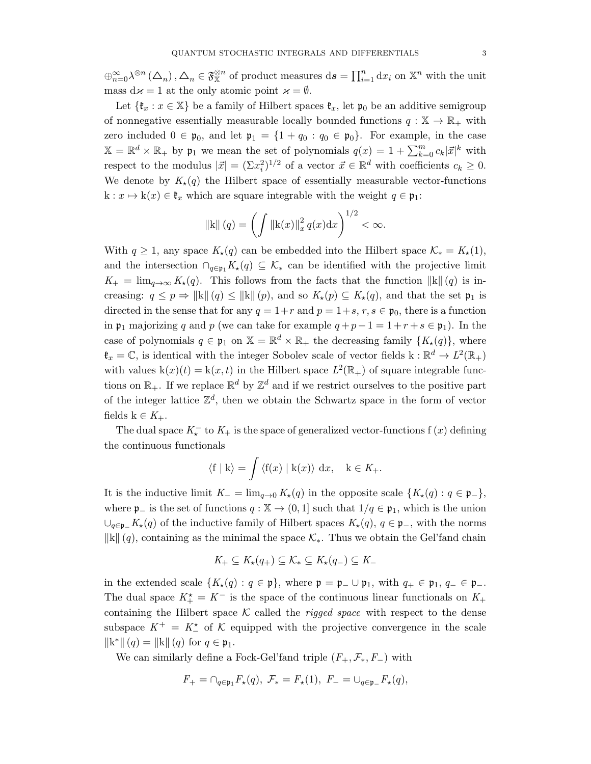$\oplus_{n=0}^{\infty}\lambda^{\otimes n}(\triangle_n), \triangle_n \in \mathfrak{F}_{\mathbb{X}}^{\otimes n}$ of product measures $\mathrm{d}\boldsymbol{s} = \prod_{i=1}^{n} \mathrm{d}x_i$ on $\mathbb{X}^n$ with the unit mass $\mathrm{d}\varkappa = 1$ at the only atomic point $\varkappa = \emptyset$.

Let $\{\mathfrak{k}_x : x \in \mathbb{X}\}$ be a family of Hilbert spaces $\mathfrak{k}_x$, let $\mathfrak{p}_0$ be an additive semigroup of nonnegative essentially measurable locally bounded functions $q : \mathbb{X} \to \mathbb{R}_+$ with zero included $0 \in \mathfrak{p}_0$, and let $\mathfrak{p}_1 = \{1 + q_0 : q_0 \in \mathfrak{p}_0\}$. For example, in the case $\mathbb{X} = \mathbb{R}^d \times \mathbb{R}_+$ by $\mathfrak{p}_1$ we mean the set of polynomials $q(x) = 1 + \sum_{k=0}^{m} c_k |\vec{x}|^k$ with respect to the modulus $|\vec{x}| = (\Sigma x_i^2)^{1/2}$ of a vector $\vec{x} \in \mathbb{R}^d$ with coefficients $c_k \geq 0$. We denote by $K_\star(q)$ the Hilbert space of essentially measurable vector-functions $\mathrm{k} : x \mapsto \mathrm{k}(x) \in \mathfrak{k}_x$ which are square integrable with the weight $q \in \mathfrak{p}_1$:

$$\|\mathrm{k}\|(q) = \left( \int \|\mathrm{k}(x)\|_x^2 \, q(x) \mathrm{d}x \right)^{1/2} < \infty.$$

With $q \geq 1$, any space $K_\star(q)$ can be embedded into the Hilbert space $\mathcal{K}_* = K_\star(1)$, and the intersection $\cap_{q \in \mathfrak{p}_1} K_\star(q) \subseteq \mathcal{K}_*$ can be identified with the projective limit $K_+ = \lim_{q \to \infty} K_\star(q)$. This follows from the facts that the function $\|\mathrm{k}\|(q)$ is increasing: $q \leq p \Rightarrow \|\mathrm{k}\|(q) \leq \|\mathrm{k}\|(p)$, and so $K_\star(p) \subseteq K_\star(q)$, and that the set $\mathfrak{p}_1$ is directed in the sense that for any $q = 1 + r$ and $p = 1 + s$, $r, s \in \mathfrak{p}_0$, there is a function in $\mathfrak{p}_1$ majorizing $q$ and $p$ (we can take for example $q + p - 1 = 1 + r + s \in \mathfrak{p}_1$). In the case of polynomials $q \in \mathfrak{p}_1$ on $\mathbb{X} = \mathbb{R}^d \times \mathbb{R}_+$ the decreasing family $\{K_\star(q)\}$, where $\mathfrak{k}_x = \mathbb{C}$, is identical with the integer Sobolev scale of vector fields $\mathrm{k} : \mathbb{R}^d \to L^2(\mathbb{R}_+)$ with values $\mathrm{k}(x)(t) = \mathrm{k}(x, t)$ in the Hilbert space $L^2(\mathbb{R}_+)$ of square integrable functions on $\mathbb{R}_+$. If we replace $\mathbb{R}^d$ by $\mathbb{Z}^d$ and if we restrict ourselves to the positive part of the integer lattice $\mathbb{Z}^d$, then we obtain the Schwartz space in the form of vector fields $\mathrm{k} \in K_+$.

The dual space $K_\star^-$ to $K_+$ is the space of generalized vector-functions $\mathrm{f}(x)$ defining the continuous functionals

$$\langle \mathrm{f} \mid \mathrm{k} \rangle = \int \langle \mathrm{f}(x) \mid \mathrm{k}(x) \rangle \, \mathrm{d}x, \quad \mathrm{k} \in K_+.$$

It is the inductive limit $K_- = \lim_{q \to 0} K_\star(q)$ in the opposite scale $\{K_\star(q) : q \in \mathfrak{p}_-\}$, where $\mathfrak{p}_-$ is the set of functions $q : \mathbb{X} \to (0, 1]$ such that $1/q \in \mathfrak{p}_1$, which is the union $\cup_{q \in \mathfrak{p}_-} K_\star(q)$ of the inductive family of Hilbert spaces $K_\star(q)$, $q \in \mathfrak{p}_-$, with the norms $\|\mathrm{k}\|(q)$, containing as the minimal the space $\mathcal{K}_*$. Thus we obtain the Gel'fand chain

$$K_+ \subseteq K_\star(q_+) \subseteq \mathcal{K}_* \subseteq K_\star(q_-) \subseteq K_-$$

in the extended scale $\{K_\star(q) : q \in \mathfrak{p}\}$, where $\mathfrak{p} = \mathfrak{p}_- \cup \mathfrak{p}_1$, with $q_+ \in \mathfrak{p}_1$, $q_- \in \mathfrak{p}_-$. The dual space $K_+^\star = K^-$ is the space of the continuous linear functionals on $K_+$ containing the Hilbert space $\mathcal{K}$ called the *rigged space* with respect to the dense subspace $K^+ = K_-^\star$ of $\mathcal{K}$ equipped with the projective convergence in the scale $\|\mathrm{k}^*\|(q) = \|\mathrm{k}\|(q)$ for $q \in \mathfrak{p}_1$.

We can similarly define a Fock-Gel'fand triple $(F_+, \mathcal{F}_*, F_-)$ with

$$F_+ = \cap_{q \in \mathfrak{p}_1} F_\star(q), \; \mathcal{F}_* = F_\star(1), \; F_- = \cup_{q \in \mathfrak{p}_-} F_\star(q),$$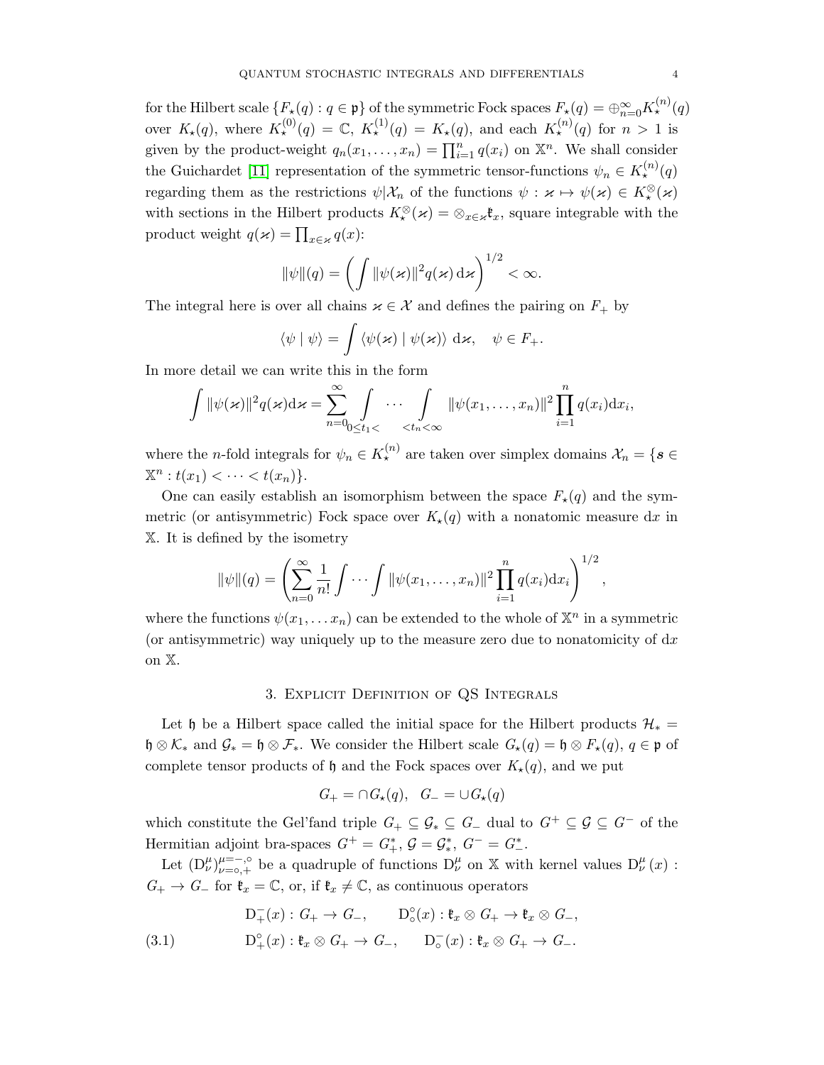for the Hilbert scale $\{F_\star(q) : q \in \mathfrak{p}\}$ of the symmetric Fock spaces $F_\star(q) = \oplus_{n=0}^{\infty} K_\star^{(n)}(q)$ over $K_\star(q)$, where $K_\star^{(0)}(q) = \mathbb{C}$, $K_\star^{(1)}(q) = K_\star(q)$, and each $K_\star^{(n)}(q)$ for $n > 1$ is given by the product-weight $q_n(x_1, \ldots, x_n) = \prod_{i=1}^{n} q(x_i)$ on $\mathbb{X}^n$. We shall consider the Guichardet [11] representation of the symmetric tensor-functions $\psi_n \in K_\star^{(n)}(q)$ regarding them as the restrictions $\psi|\mathcal{X}_n$ of the functions $\psi : \varkappa \mapsto \psi(\varkappa) \in K_\star^{\otimes}(\varkappa)$ with sections in the Hilbert products $K_\star^{\otimes}(\varkappa) = \otimes_{x\in\varkappa}\mathfrak{k}_x$, square integrable with the product weight $q(\varkappa) = \prod_{x\in\varkappa} q(x)$:

$$\|\psi\|(q) = \left(\int \|\psi(\varkappa)\|^2 q(\varkappa)\,\mathrm{d}\varkappa\right)^{1/2} < \infty.$$

The integral here is over all chains $\varkappa \in \mathcal{X}$ and defines the pairing on $F_+$ by

$$\langle \psi \mid \psi \rangle = \int \langle \psi(\varkappa) \mid \psi(\varkappa) \rangle \,\mathrm{d}\varkappa, \quad \psi \in F_+.$$

In more detail we can write this in the form

$$\int \|\psi(\varkappa)\|^2 q(\varkappa)\mathrm{d}\varkappa = \sum_{n=0}^{\infty} \int_{0\le t_1<} \cdots \int_{<t_n<\infty} \|\psi(x_1, \ldots, x_n)\|^2 \prod_{i=1}^{n} q(x_i)\mathrm{d}x_i,$$

where the $n$-fold integrals for $\psi_n \in K_\star^{(n)}$ are taken over simplex domains $\mathcal{X}_n = \{\boldsymbol{s} \in \mathbb{X}^n : t(x_1) < \cdots < t(x_n)\}$.

One can easily establish an isomorphism between the space $F_\star(q)$ and the symmetric (or antisymmetric) Fock space over $K_\star(q)$ with a nonatomic measure $\mathrm{d}x$ in $\mathbb{X}$. It is defined by the isometry

$$\|\psi\|(q) = \left(\sum_{n=0}^{\infty} \frac{1}{n!} \int \cdots \int \|\psi(x_1, \ldots, x_n)\|^2 \prod_{i=1}^{n} q(x_i)\mathrm{d}x_i\right)^{1/2},$$

where the functions $\psi(x_1, \ldots x_n)$ can be extended to the whole of $\mathbb{X}^n$ in a symmetric (or antisymmetric) way uniquely up to the measure zero due to nonatomicity of $\mathrm{d}x$ on $\mathbb{X}$.

## 3. Explicit Definition of QS Integrals

Let $\mathfrak{h}$ be a Hilbert space called the initial space for the Hilbert products $\mathcal{H}_* = \mathfrak{h} \otimes \mathcal{K}_*$ and $\mathcal{G}_* = \mathfrak{h} \otimes \mathcal{F}_*$. We consider the Hilbert scale $G_\star(q) = \mathfrak{h} \otimes F_\star(q)$, $q \in \mathfrak{p}$ of complete tensor products of $\mathfrak{h}$ and the Fock spaces over $K_\star(q)$, and we put

$$G_+ = \cap G_\star(q), \quad G_- = \cup G_\star(q)$$

which constitute the Gel'fand triple $G_+ \subseteq \mathcal{G}_* \subseteq G_-$ dual to $G^+ \subseteq \mathcal{G} \subseteq G^-$ of the Hermitian adjoint bra-spaces $G^+ = G_+^*$, $\mathcal{G} = \mathcal{G}_*^*$, $G^- = G_-^*$.

Let $(\mathrm{D}_\nu^\mu)_{\nu=\circ,+}^{\mu=-,\circ}$ be a quadruple of functions $\mathrm{D}_\nu^\mu$ on $\mathbb{X}$ with kernel values $\mathrm{D}_\nu^\mu(x) : G_+ \to G_-$ for $\mathfrak{k}_x = \mathbb{C}$, or, if $\mathfrak{k}_x \neq \mathbb{C}$, as continuous operators

$$\begin{aligned} &\mathrm{D}_+^-(x) : G_+ \to G_-, \qquad \mathrm{D}_\circ^\circ(x) : \mathfrak{k}_x \otimes G_+ \to \mathfrak{k}_x \otimes G_-, \\ &\mathrm{D}_+^\circ(x) : \mathfrak{k}_x \otimes G_+ \to G_-, \qquad \mathrm{D}_\circ^-(x) : \mathfrak{k}_x \otimes G_+ \to G_-. \end{aligned} \tag{3.1}$$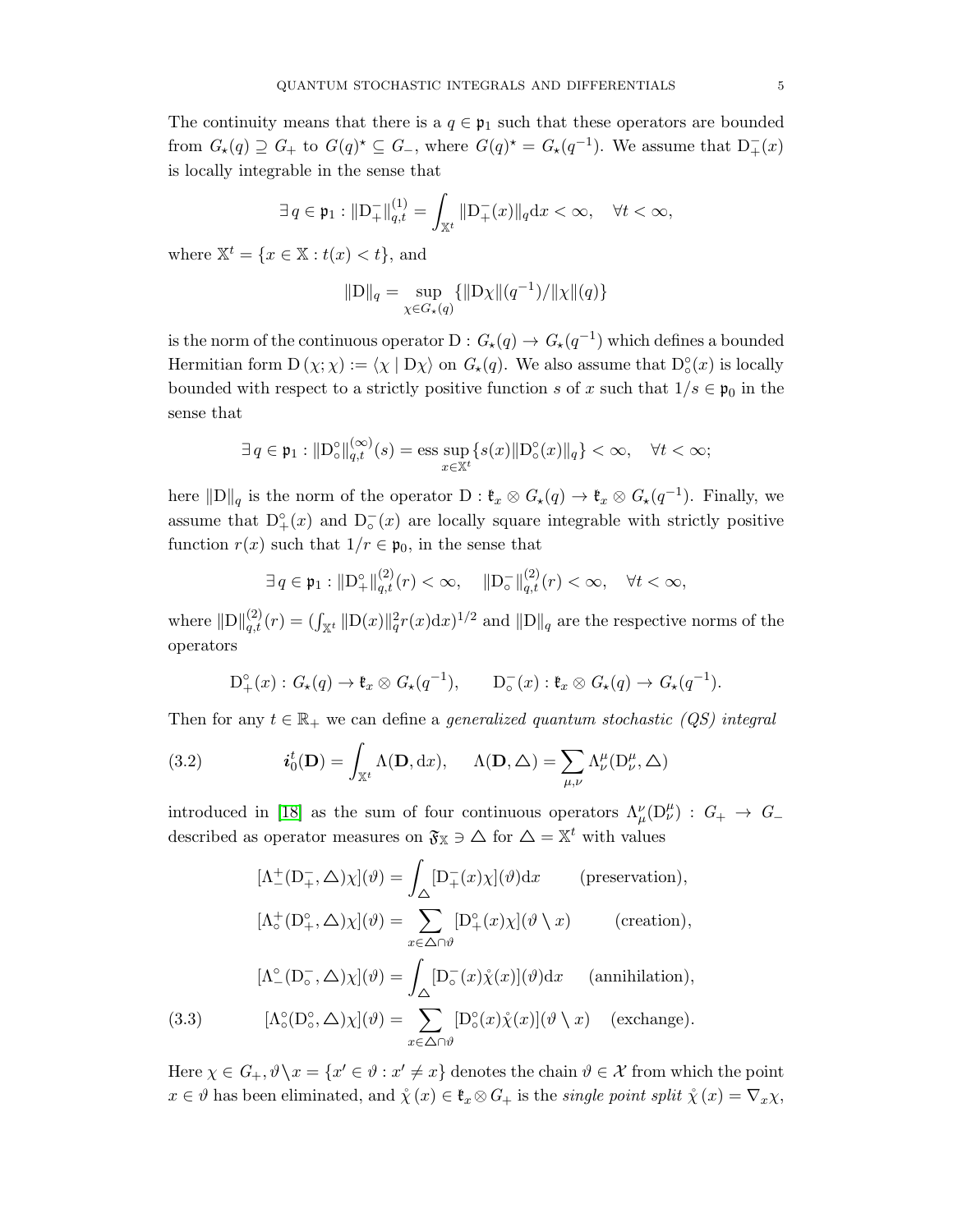The continuity means that there is a $q \in \mathfrak{p}_1$ such that these operators are bounded from $G_\star(q) \supseteq G_+$ to $G(q)^\star \subseteq G_-$, where $G(q)^\star = G_\star(q^{-1})$. We assume that $\mathrm{D}^-_+(x)$ is locally integrable in the sense that

$$\exists\, q \in \mathfrak{p}_1 : \|\mathrm{D}^-_+\|^{(1)}_{q,t} = \int_{\mathbb{X}^t} \|\mathrm{D}^-_+(x)\|_q \mathrm{d}x < \infty, \quad \forall t < \infty,$$

where $\mathbb{X}^t = \{x \in \mathbb{X} : t(x) < t\}$, and

$$\|\mathrm{D}\|_q = \sup_{\chi \in G_\star(q)} \{\|\mathrm{D}\chi\|(q^{-1})/\|\chi\|(q)\}$$

is the norm of the continuous operator $\mathrm{D} : G_\star(q) \to G_\star(q^{-1})$ which defines a bounded Hermitian form $\mathrm{D}\,(\chi;\chi) := \langle \chi \mid \mathrm{D}\chi\rangle$ on $G_\star(q)$. We also assume that $\mathrm{D}^\circ_\circ(x)$ is locally bounded with respect to a strictly positive function $s$ of $x$ such that $1/s \in \mathfrak{p}_0$ in the sense that

$$\exists\, q \in \mathfrak{p}_1 : \|\mathrm{D}^\circ_\circ\|^{(\infty)}_{q,t}(s) = \operatorname*{ess\,sup}_{x \in \mathbb{X}^t} \{s(x)\|\mathrm{D}^\circ_\circ(x)\|_q\} < \infty, \quad \forall t < \infty;$$

here $\|\mathrm{D}\|_q$ is the norm of the operator $\mathrm{D} : \mathfrak{k}_x \otimes G_\star(q) \to \mathfrak{k}_x \otimes G_\star(q^{-1})$. Finally, we assume that $\mathrm{D}^\circ_+(x)$ and $\mathrm{D}^-_\circ(x)$ are locally square integrable with strictly positive function $r(x)$ such that $1/r \in \mathfrak{p}_0$, in the sense that

$$\exists\, q \in \mathfrak{p}_1 : \|\mathrm{D}^\circ_+\|^{(2)}_{q,t}(r) < \infty, \quad \|\mathrm{D}^-_\circ\|^{(2)}_{q,t}(r) < \infty, \quad \forall t < \infty,$$

where $\|\mathrm{D}\|^{(2)}_{q,t}(r) = (\int_{\mathbb{X}^t} \|\mathrm{D}(x)\|^2_q r(x) \mathrm{d}x)^{1/2}$ and $\|\mathrm{D}\|_q$ are the respective norms of the operators

$$\mathrm{D}^\circ_+(x) : G_\star(q) \to \mathfrak{k}_x \otimes G_\star(q^{-1}), \qquad \mathrm{D}^-_\circ(x) : \mathfrak{k}_x \otimes G_\star(q) \to G_\star(q^{-1}).$$

Then for any $t \in \mathbb{R}_+$ we can define a *generalized quantum stochastic (QS) integral*

$$\boldsymbol{i}^t_0(\mathbf{D}) = \int_{\mathbb{X}^t} \Lambda(\mathbf{D}, \mathrm{d}x), \qquad \Lambda(\mathbf{D}, \triangle) = \sum_{\mu,\nu} \Lambda^\mu_\nu(\mathrm{D}^\mu_\nu, \triangle) \tag{3.2}$$

introduced in [18] as the sum of four continuous operators $\Lambda^\nu_\mu(\mathrm{D}^\mu_\nu) : G_+ \to G_-$ described as operator measures on $\mathfrak{F}_{\mathbb{X}} \ni \triangle$ for $\triangle = \mathbb{X}^t$ with values

$$\begin{aligned}
[\Lambda^+_-(\mathrm{D}^-_+, \triangle)\chi](\vartheta) &= \int_\triangle [\mathrm{D}^-_+(x)\chi](\vartheta)\mathrm{d}x \qquad &&\text{(preservation)},\\
[\Lambda^+_\circ(\mathrm{D}^\circ_+, \triangle)\chi](\vartheta) &= \sum_{x \in \triangle\cap\vartheta} [\mathrm{D}^\circ_+(x)\chi](\vartheta \setminus x) \qquad &&\text{(creation)},\\
[\Lambda^\circ_-(\mathrm{D}^-_\circ, \triangle)\chi](\vartheta) &= \int_\triangle [\mathrm{D}^-_\circ(x)\mathring{\chi}(x)](\vartheta)\mathrm{d}x \qquad &&\text{(annihilation)},\\
[\Lambda^\circ_\circ(\mathrm{D}^\circ_\circ, \triangle)\chi](\vartheta) &= \sum_{x \in \triangle\cap\vartheta} [\mathrm{D}^\circ_\circ(x)\mathring{\chi}(x)](\vartheta \setminus x) \qquad &&\text{(exchange)}.
\end{aligned} \tag{3.3}$$

Here $\chi \in G_+$, $\vartheta \backslash x = \{x' \in \vartheta : x' \neq x\}$ denotes the chain $\vartheta \in \mathcal{X}$ from which the point $x \in \vartheta$ has been eliminated, and $\mathring{\chi}\,(x) \in \mathfrak{k}_x \otimes G_+$ is the *single point split* $\mathring{\chi}\,(x) = \nabla_x \chi$,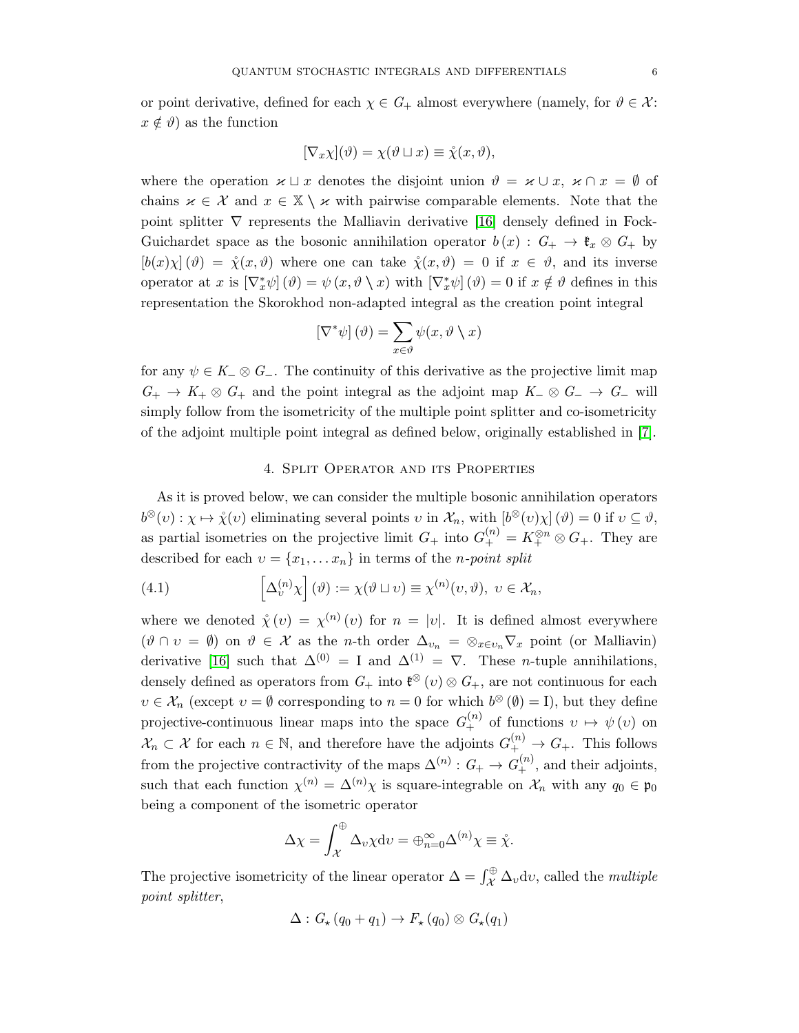or point derivative, defined for each $\chi \in G_+$ almost everywhere (namely, for $\vartheta \in \mathcal{X}$: $x \notin \vartheta$) as the function

$$[\nabla_x \chi](\vartheta) = \chi(\vartheta \sqcup x) \equiv \mathring{\chi}(x, \vartheta),$$

where the operation $\varkappa \sqcup x$ denotes the disjoint union $\vartheta = \varkappa \cup x$, $\varkappa \cap x = \emptyset$ of chains $\varkappa \in \mathcal{X}$ and $x \in \mathbb{X} \setminus \varkappa$ with pairwise comparable elements. Note that the point splitter $\nabla$ represents the Malliavin derivative [16] densely defined in Fock-Guichardet space as the bosonic annihilation operator $b(x) : G_+ \to \mathfrak{k}_x \otimes G_+$ by $[b(x)\chi](\vartheta) = \mathring{\chi}(x, \vartheta)$ where one can take $\mathring{\chi}(x, \vartheta) = 0$ if $x \in \vartheta$, and its inverse operator at $x$ is $[\nabla_x^* \psi](\vartheta) = \psi(x, \vartheta \setminus x)$ with $[\nabla_x^* \psi](\vartheta) = 0$ if $x \notin \vartheta$ defines in this representation the Skorokhod non-adapted integral as the creation point integral

$$[\nabla^* \psi](\vartheta) = \sum_{x \in \vartheta} \psi(x, \vartheta \setminus x)$$

for any $\psi \in K_- \otimes G_-$. The continuity of this derivative as the projective limit map $G_+ \to K_+ \otimes G_+$ and the point integral as the adjoint map $K_- \otimes G_- \to G_-$ will simply follow from the isometricity of the multiple point splitter and co-isometricity of the adjoint multiple point integral as defined below, originally established in [7].

## 4. Split Operator and its Properties

As it is proved below, we can consider the multiple bosonic annihilation operators $b^{\otimes}(\upsilon) : \chi \mapsto \mathring{\chi}(\upsilon)$ eliminating several points $\upsilon$ in $\mathcal{X}_n$, with $[b^{\otimes}(\upsilon)\chi](\vartheta) = 0$ if $\upsilon \subseteq \vartheta$, as partial isometries on the projective limit $G_+$ into $G_+^{(n)} = K_+^{\otimes n} \otimes G_+$. They are described for each $\upsilon = \{x_1, \dots x_n\}$ in terms of the *n-point split*

$$\left[\Delta_\upsilon^{(n)} \chi\right](\vartheta) := \chi(\vartheta \sqcup \upsilon) \equiv \chi^{(n)}(\upsilon, \vartheta), \ \upsilon \in \mathcal{X}_n, \tag{4.1}$$

where we denoted $\mathring{\chi}(\upsilon) = \chi^{(n)}(\upsilon)$ for $n = |\upsilon|$. It is defined almost everywhere ($\vartheta \cap \upsilon = \emptyset$) on $\vartheta \in \mathcal{X}$ as the $n$-th order $\Delta_{\upsilon_n} = \otimes_{x \in \upsilon_n} \nabla_x$ point (or Malliavin) derivative [16] such that $\Delta^{(0)} = \mathrm{I}$ and $\Delta^{(1)} = \nabla$. These $n$-tuple annihilations, densely defined as operators from $G_+$ into $\mathfrak{k}^{\otimes}(\upsilon) \otimes G_+$, are not continuous for each $\upsilon \in \mathcal{X}_n$ (except $\upsilon = \emptyset$ corresponding to $n = 0$ for which $b^{\otimes}(\emptyset) = \mathrm{I}$), but they define projective-continuous linear maps into the space $G_+^{(n)}$ of functions $\upsilon \mapsto \psi(\upsilon)$ on $\mathcal{X}_n \subset \mathcal{X}$ for each $n \in \mathbb{N}$, and therefore have the adjoints $G_+^{(n)} \to G_+$. This follows from the projective contractivity of the maps $\Delta^{(n)} : G_+ \to G_+^{(n)}$, and their adjoints, such that each function $\chi^{(n)} = \Delta^{(n)}\chi$ is square-integrable on $\mathcal{X}_n$ with any $q_0 \in \mathfrak{p}_0$ being a component of the isometric operator

$$\Delta\chi = \int_{\mathcal{X}}^{\oplus} \Delta_\upsilon \chi \mathrm{d}\upsilon = \oplus_{n=0}^{\infty} \Delta^{(n)} \chi \equiv \mathring{\chi}.$$

The projective isometricity of the linear operator $\Delta = \int_{\mathcal{X}}^{\oplus} \Delta_\upsilon \mathrm{d}\upsilon$, called the *multiple point splitter*,

$$\Delta : G_\star(q_0 + q_1) \to F_\star(q_0) \otimes G_\star(q_1)$$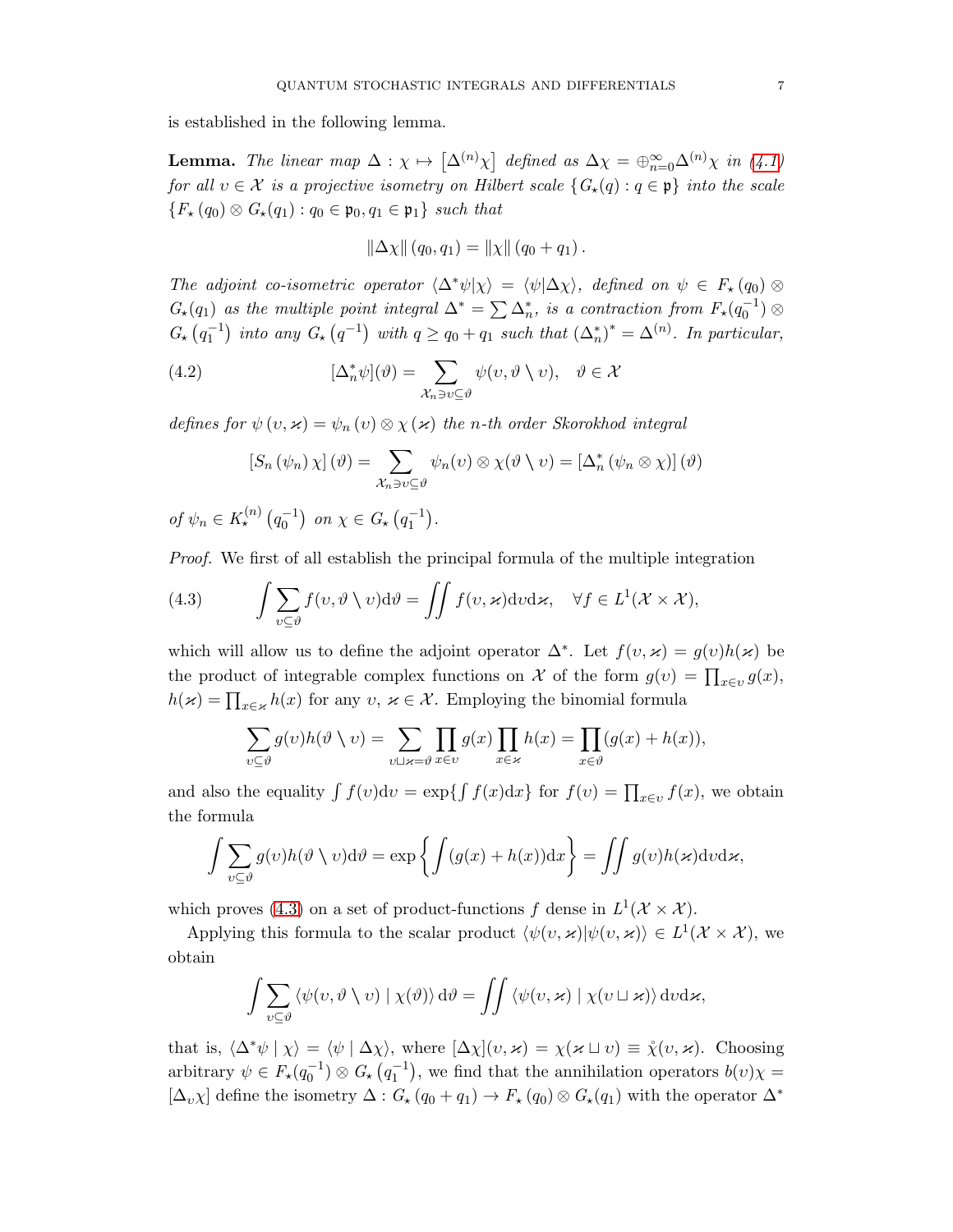is established in the following lemma.

**Lemma.** *The linear map $\Delta : \chi \mapsto \left[\Delta^{(n)}\chi\right]$ defined as $\Delta\chi = \oplus_{n=0}^{\infty}\Delta^{(n)}\chi$ in (4.1) for all $\upsilon \in \mathcal{X}$ is a projective isometry on Hilbert scale $\{G_\star(q) : q \in \mathfrak{p}\}$ into the scale $\{F_\star(q_0) \otimes G_\star(q_1) : q_0 \in \mathfrak{p}_0, q_1 \in \mathfrak{p}_1\}$ such that*

$$\|\Delta\chi\|(q_0, q_1) = \|\chi\|(q_0 + q_1).$$

*The adjoint co-isometric operator $\langle\Delta^*\psi|\chi\rangle = \langle\psi|\Delta\chi\rangle$, defined on $\psi \in F_\star(q_0) \otimes G_\star(q_1)$ as the multiple point integral $\Delta^* = \sum \Delta_n^*$, is a contraction from $F_\star(q_0^{-1}) \otimes G_\star\left(q_1^{-1}\right)$ into any $G_\star\left(q^{-1}\right)$ with $q \geq q_0 + q_1$ such that $(\Delta_n^*)^* = \Delta^{(n)}$. In particular,*

$$[\Delta_n^*\psi](\vartheta) = \sum_{\mathcal{X}_n \ni \upsilon \subseteq \vartheta} \psi(\upsilon, \vartheta \setminus \upsilon), \quad \vartheta \in \mathcal{X} \tag{4.2}$$

*defines for $\psi(\upsilon, \varkappa) = \psi_n(\upsilon) \otimes \chi(\varkappa)$ the $n$-th order Skorokhod integral*

$$[S_n(\psi_n)\chi](\vartheta) = \sum_{\mathcal{X}_n \ni \upsilon \subseteq \vartheta} \psi_n(\upsilon) \otimes \chi(\vartheta \setminus \upsilon) = [\Delta_n^*(\psi_n \otimes \chi)](\vartheta)$$

*of $\psi_n \in K_\star^{(n)}\left(q_0^{-1}\right)$ on $\chi \in G_\star\left(q_1^{-1}\right)$.*

*Proof.* We first of all establish the principal formula of the multiple integration

$$\int \sum_{\upsilon \subseteq \vartheta} f(\upsilon, \vartheta \setminus \upsilon)\mathrm{d}\vartheta = \iint f(\upsilon, \varkappa)\mathrm{d}\upsilon\mathrm{d}\varkappa, \quad \forall f \in L^1(\mathcal{X} \times \mathcal{X}), \tag{4.3}$$

which will allow us to define the adjoint operator $\Delta^*$. Let $f(\upsilon, \varkappa) = g(\upsilon)h(\varkappa)$ be the product of integrable complex functions on $\mathcal{X}$ of the form $g(\upsilon) = \prod_{x\in\upsilon} g(x)$, $h(\varkappa) = \prod_{x\in\varkappa} h(x)$ for any $\upsilon$, $\varkappa \in \mathcal{X}$. Employing the binomial formula

$$\sum_{\upsilon \subseteq \vartheta} g(\upsilon)h(\vartheta \setminus \upsilon) = \sum_{\upsilon \sqcup \varkappa = \vartheta} \prod_{x\in\upsilon} g(x) \prod_{x\in\varkappa} h(x) = \prod_{x\in\vartheta}(g(x) + h(x)),$$

and also the equality $\int f(\upsilon)\mathrm{d}\upsilon = \exp\{\int f(x)\mathrm{d}x\}$ for $f(\upsilon) = \prod_{x\in\upsilon} f(x)$, we obtain the formula

$$\int \sum_{\upsilon \subseteq \vartheta} g(\upsilon)h(\vartheta \setminus \upsilon)\mathrm{d}\vartheta = \exp\left\{\int (g(x) + h(x))\mathrm{d}x\right\} = \iint g(\upsilon)h(\varkappa)\mathrm{d}\upsilon\mathrm{d}\varkappa,$$

which proves (4.3) on a set of product-functions $f$ dense in $L^1(\mathcal{X} \times \mathcal{X})$.

Applying this formula to the scalar product $\langle\psi(\upsilon, \varkappa)|\psi(\upsilon, \varkappa)\rangle \in L^1(\mathcal{X} \times \mathcal{X})$, we obtain

$$\int \sum_{\upsilon \subseteq \vartheta} \langle\psi(\upsilon, \vartheta \setminus \upsilon) \mid \chi(\vartheta)\rangle\, \mathrm{d}\vartheta = \iint \langle\psi(\upsilon, \varkappa) \mid \chi(\upsilon \sqcup \varkappa)\rangle\, \mathrm{d}\upsilon\mathrm{d}\varkappa,$$

that is, $\langle\Delta^*\psi \mid \chi\rangle = \langle\psi \mid \Delta\chi\rangle$, where $[\Delta\chi](\upsilon, \varkappa) = \chi(\varkappa \sqcup \upsilon) \equiv \mathring{\chi}(\upsilon, \varkappa)$. Choosing arbitrary $\psi \in F_\star(q_0^{-1}) \otimes G_\star\left(q_1^{-1}\right)$, we find that the annihilation operators $b(\upsilon)\chi = [\Delta_\upsilon\chi]$ define the isometry $\Delta : G_\star(q_0 + q_1) \to F_\star(q_0) \otimes G_\star(q_1)$ with the operator $\Delta^*$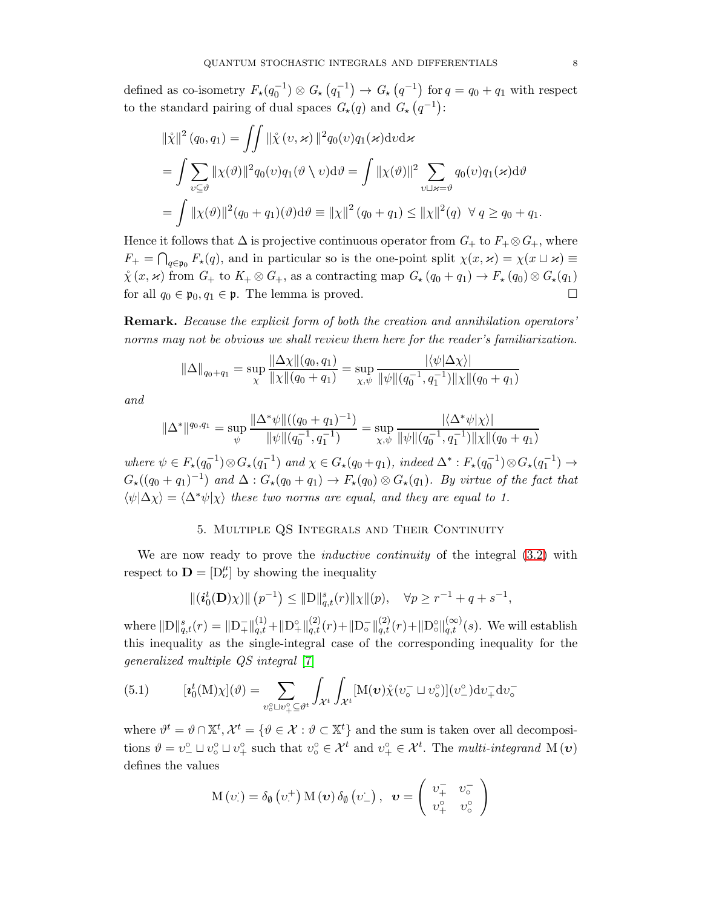defined as co-isometry $F_{\star}(q_0^{-1}) \otimes G_{\star}\left(q_1^{-1}\right) \to G_{\star}\left(q^{-1}\right)$ for $q = q_0 + q_1$ with respect to the standard pairing of dual spaces $G_{\star}(q)$ and $G_{\star}\left(q^{-1}\right)$:

$$
\begin{aligned}
&\|\mathring{\chi}\|^2 (q_0, q_1) = \iint \|\mathring{\chi}(\upsilon, \varkappa)\|^2 q_0(\upsilon) q_1(\varkappa) \mathrm{d}\upsilon \mathrm{d}\varkappa \\
&= \int \sum_{\upsilon \subseteq \vartheta} \|\chi(\vartheta)\|^2 q_0(\upsilon) q_1(\vartheta \setminus \upsilon) \mathrm{d}\vartheta = \int \|\chi(\vartheta)\|^2 \sum_{\upsilon \sqcup \varkappa = \vartheta} q_0(\upsilon) q_1(\varkappa) \mathrm{d}\vartheta \\
&= \int \|\chi(\vartheta)\|^2 (q_0 + q_1)(\vartheta) \mathrm{d}\vartheta \equiv \|\chi\|^2 (q_0 + q_1) \le \|\chi\|^2 (q) \ \ \forall\, q \ge q_0 + q_1.
\end{aligned}
$$

Hence it follows that $\Delta$ is projective continuous operator from $G_+$ to $F_+ \otimes G_+$, where $F_+ = \bigcap_{q \in \mathfrak{p}_0} F_{\star}(q)$, and in particular so is the one-point split $\chi(x, \varkappa) = \chi(x \sqcup \varkappa) \equiv \mathring{\chi}(x, \varkappa)$ from $G_+$ to $K_+ \otimes G_+$, as a contracting map $G_{\star}(q_0 + q_1) \to F_{\star}(q_0) \otimes G_{\star}(q_1)$ for all $q_0 \in \mathfrak{p}_0, q_1 \in \mathfrak{p}$. The lemma is proved. $\square$

**Remark.** *Because the explicit form of both the creation and annihilation operators' norms may not be obvious we shall review them here for the reader's familiarization.*

$$
\|\Delta\|_{q_0+q_1} = \sup_{\chi} \frac{\|\Delta\chi\|(q_0, q_1)}{\|\chi\|(q_0 + q_1)} = \sup_{\chi, \psi} \frac{|\langle \psi | \Delta\chi \rangle|}{\|\psi\|(q_0^{-1}, q_1^{-1}) \|\chi\|(q_0 + q_1)}
$$

*and*

$$
\|\Delta^*\|^{q_0, q_1} = \sup_{\psi} \frac{\|\Delta^*\psi\|((q_0 + q_1)^{-1})}{\|\psi\|(q_0^{-1}, q_1^{-1})} = \sup_{\chi, \psi} \frac{|\langle \Delta^*\psi | \chi \rangle|}{\|\psi\|(q_0^{-1}, q_1^{-1}) \|\chi\|(q_0 + q_1)}
$$

*where $\psi \in F_{\star}(q_0^{-1}) \otimes G_{\star}(q_1^{-1})$ and $\chi \in G_{\star}(q_0 + q_1)$, indeed $\Delta^* : F_{\star}(q_0^{-1}) \otimes G_{\star}(q_1^{-1}) \to G_{\star}((q_0 + q_1)^{-1})$ and $\Delta : G_{\star}(q_0 + q_1) \to F_{\star}(q_0) \otimes G_{\star}(q_1)$. By virtue of the fact that $\langle \psi | \Delta\chi \rangle = \langle \Delta^*\psi | \chi \rangle$ these two norms are equal, and they are equal to 1.*

## 5. Multiple QS Integrals and Their Continuity

We are now ready to prove the *inductive continuity* of the integral (3.2) with respect to $\mathbf{D} = [\mathrm{D}^{\mu}_{\nu}]$ by showing the inequality

$$
\|(\boldsymbol{i}_0^t(\mathbf{D})\chi)\| \left(p^{-1}\right) \le \|\mathrm{D}\|^s_{q,t}(r) \|\chi\|(p), \quad \forall p \ge r^{-1} + q + s^{-1},
$$

where $\|\mathrm{D}\|^s_{q,t}(r) = \|\mathrm{D}^-_+\|^{(1)}_{q,t} + \|\mathrm{D}^{\circ}_+\|^{(2)}_{q,t}(r) + \|\mathrm{D}^-_{\circ}\|^{(2)}_{q,t}(r) + \|\mathrm{D}^{\circ}_{\circ}\|^{(\infty)}_{q,t}(s)$. We will establish this inequality as the single-integral case of the corresponding inequality for the *generalized multiple QS integral* [7]

$$
[\boldsymbol{i}_0^t(\mathrm{M})\chi](\vartheta) = \sum_{\upsilon^{\circ}_{\circ} \sqcup \upsilon^{\circ}_{+} \subseteq \vartheta^t} \int_{\mathcal{X}^t} \int_{\mathcal{X}^t} [\mathrm{M}(\boldsymbol{\upsilon}) \mathring{\chi}(\upsilon^-_{\circ} \sqcup \upsilon^{\circ}_{\circ})](\upsilon^{\circ}_{-}) \mathrm{d}\upsilon^-_+ \mathrm{d}\upsilon^-_{\circ} \tag{5.1}
$$

where $\vartheta^t = \vartheta \cap \mathbb{X}^t, \mathcal{X}^t = \{\vartheta \in \mathcal{X} : \vartheta \subset \mathbb{X}^t\}$ and the sum is taken over all decompositions $\vartheta = \upsilon^{\circ}_{-} \sqcup \upsilon^{\circ}_{\circ} \sqcup \upsilon^{\circ}_{+}$ such that $\upsilon^{\circ}_{\circ} \in \mathcal{X}^t$ and $\upsilon^{\circ}_{+} \in \mathcal{X}^t$. The *multi-integrand* $\mathrm{M}(\boldsymbol{\upsilon})$ defines the values

$$
\mathrm{M}(\upsilon^{\cdot}_{\cdot}) = \delta_{\emptyset}\left(\upsilon^{+}_{\cdot}\right) \mathrm{M}(\boldsymbol{\upsilon}) \, \delta_{\emptyset}\left(\upsilon^{\cdot}_{-}\right), \quad \boldsymbol{\upsilon} = \begin{pmatrix} \upsilon^-_+ & \upsilon^-_{\circ} \\ \upsilon^{\circ}_+ & \upsilon^{\circ}_{\circ} \end{pmatrix}
$$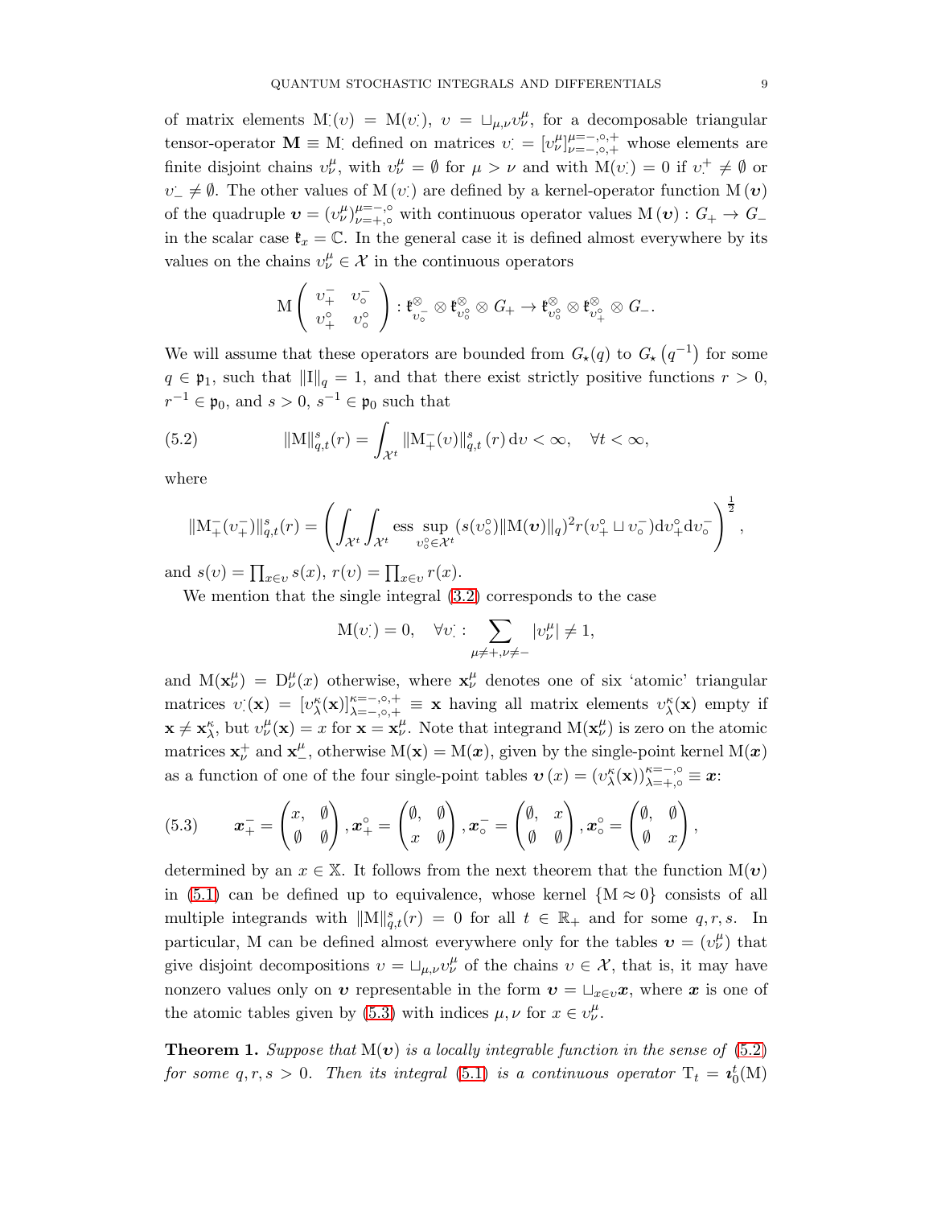of matrix elements $\mathrm{M}^{\cdot}_{\cdot}(\upsilon) = \mathrm{M}(\upsilon^{\cdot}_{\cdot})$, $\upsilon = \sqcup_{\mu,\nu}\upsilon^{\mu}_{\nu}$, for a decomposable triangular tensor-operator $\mathbf{M} \equiv \mathrm{M}^{\cdot}_{\cdot}$ defined on matrices $\upsilon^{\cdot}_{\cdot} = [\upsilon^{\mu}_{\nu}]^{\mu=-,\circ,+}_{\nu=-,\circ,+}$ whose elements are finite disjoint chains $\upsilon^{\mu}_{\nu}$, with $\upsilon^{\mu}_{\nu} = \emptyset$ for $\mu > \nu$ and with $\mathrm{M}(\upsilon^{\cdot}_{\cdot}) = 0$ if $\upsilon^{+}_{\cdot} \neq \emptyset$ or $\upsilon^{\cdot}_{-} \neq \emptyset$. The other values of $\mathrm{M}\,(\upsilon^{\cdot}_{\cdot})$ are defined by a kernel-operator function $\mathrm{M}\,(\boldsymbol{\upsilon})$ of the quadruple $\boldsymbol{\upsilon} = (\upsilon^{\mu}_{\nu})^{\mu=-,\circ}_{\nu=+,\circ}$ with continuous operator values $\mathrm{M}\,(\boldsymbol{\upsilon}) : G_{+} \to G_{-}$ in the scalar case $\mathfrak{k}_x = \mathbb{C}$. In the general case it is defined almost everywhere by its values on the chains $\upsilon^{\mu}_{\nu} \in \mathcal{X}$ in the continuous operators

$$\mathrm{M}\begin{pmatrix} \upsilon^{-}_{+} & \upsilon^{-}_{\circ} \\ \upsilon^{\circ}_{+} & \upsilon^{\circ}_{\circ} \end{pmatrix} : \mathfrak{k}^{\otimes}_{\upsilon^{-}_{\circ}} \otimes \mathfrak{k}^{\otimes}_{\upsilon^{\circ}_{\circ}} \otimes G_{+} \to \mathfrak{k}^{\otimes}_{\upsilon^{\circ}_{\circ}} \otimes \mathfrak{k}^{\otimes}_{\upsilon^{\circ}_{+}} \otimes G_{-}.$$

We will assume that these operators are bounded from $G_{\star}(q)$ to $G_{\star}\left(q^{-1}\right)$ for some $q \in \mathfrak{p}_1$, such that $\|\mathrm{I}\|_q = 1$, and that there exist strictly positive functions $r > 0$, $r^{-1} \in \mathfrak{p}_0$, and $s > 0$, $s^{-1} \in \mathfrak{p}_0$ such that

$$\|\mathrm{M}\|^{s}_{q,t}(r) = \int_{\mathcal{X}^t} \|\mathrm{M}^{-}_{+}(\upsilon)\|^{s}_{q,t}\,(r)\,\mathrm{d}\upsilon < \infty, \quad \forall t < \infty, \tag{5.2}$$

where

$$\|\mathrm{M}^{-}_{+}(\upsilon^{-}_{+})\|^{s}_{q,t}(r) = \left(\int_{\mathcal{X}^t}\int_{\mathcal{X}^t} \operatorname*{ess\,sup}_{\upsilon^{\circ}_{\circ}\in\mathcal{X}^t} (s(\upsilon^{\circ}_{\circ})\|\mathrm{M}(\boldsymbol{\upsilon})\|_q)^2 r(\upsilon^{\circ}_{+} \sqcup \upsilon^{-}_{\circ})\mathrm{d}\upsilon^{\circ}_{+}\mathrm{d}\upsilon^{-}_{\circ}\right)^{\frac{1}{2}},$$

and $s(\upsilon) = \prod_{x\in\upsilon} s(x)$, $r(\upsilon) = \prod_{x\in\upsilon} r(x)$.

We mention that the single integral (3.2) corresponds to the case

$$\mathrm{M}(\upsilon^{\cdot}_{\cdot}) = 0, \quad \forall \upsilon^{\cdot}_{\cdot} : \sum_{\mu\neq+,\nu\neq-} |\upsilon^{\mu}_{\nu}| \neq 1,$$

and $\mathrm{M}(\mathbf{x}^{\mu}_{\nu}) = \mathrm{D}^{\mu}_{\nu}(x)$ otherwise, where $\mathbf{x}^{\mu}_{\nu}$ denotes one of six 'atomic' triangular matrices $\upsilon^{\cdot}_{\cdot}(\mathbf{x}) = [\upsilon^{\kappa}_{\lambda}(\mathbf{x})]^{\kappa=-,\circ,+}_{\lambda=-,\circ,+} \equiv \mathbf{x}$ having all matrix elements $\upsilon^{\kappa}_{\lambda}(\mathbf{x})$ empty if $\mathbf{x} \neq \mathbf{x}^{\kappa}_{\lambda}$, but $\upsilon^{\mu}_{\nu}(\mathbf{x}) = x$ for $\mathbf{x} = \mathbf{x}^{\mu}_{\nu}$. Note that integrand $\mathrm{M}(\mathbf{x}^{\mu}_{\nu})$ is zero on the atomic matrices $\mathbf{x}^{+}_{\nu}$ and $\mathbf{x}^{\mu}_{-}$, otherwise $\mathrm{M}(\mathbf{x}) = \mathrm{M}(\boldsymbol{x})$, given by the single-point kernel $\mathrm{M}(\boldsymbol{x})$ as a function of one of the four single-point tables $\boldsymbol{\upsilon}\,(x) = (\upsilon^{\kappa}_{\lambda}(\mathbf{x}))^{\kappa=-,\circ}_{\lambda=+,\circ} \equiv \boldsymbol{x}$:

$$\boldsymbol{x}^{-}_{+} = \begin{pmatrix} x, & \emptyset \\ \emptyset & \emptyset \end{pmatrix}, \boldsymbol{x}^{\circ}_{+} = \begin{pmatrix} \emptyset, & \emptyset \\ x & \emptyset \end{pmatrix}, \boldsymbol{x}^{-}_{\circ} = \begin{pmatrix} \emptyset, & x \\ \emptyset & \emptyset \end{pmatrix}, \boldsymbol{x}^{\circ}_{\circ} = \begin{pmatrix} \emptyset, & \emptyset \\ \emptyset & x \end{pmatrix}, \tag{5.3}$$

determined by an $x \in \mathbb{X}$. It follows from the next theorem that the function $\mathrm{M}(\boldsymbol{\upsilon})$ in (5.1) can be defined up to equivalence, whose kernel $\{\mathrm{M} \approx 0\}$ consists of all multiple integrands with $\|\mathrm{M}\|^{s}_{q,t}(r) = 0$ for all $t \in \mathbb{R}_{+}$ and for some $q, r, s$. In particular, M can be defined almost everywhere only for the tables $\boldsymbol{\upsilon} = (\upsilon^{\mu}_{\nu})$ that give disjoint decompositions $\upsilon = \sqcup_{\mu,\nu}\upsilon^{\mu}_{\nu}$ of the chains $\upsilon \in \mathcal{X}$, that is, it may have nonzero values only on $\boldsymbol{\upsilon}$ representable in the form $\boldsymbol{\upsilon} = \sqcup_{x\in\upsilon}\boldsymbol{x}$, where $\boldsymbol{x}$ is one of the atomic tables given by (5.3) with indices $\mu, \nu$ for $x \in \upsilon^{\mu}_{\nu}$.

**Theorem 1.** *Suppose that $\mathrm{M}(\boldsymbol{\upsilon})$ is a locally integrable function in the sense of (5.2) for some $q, r, s > 0$. Then its integral (5.1) is a continuous operator $\mathrm{T}_t = \boldsymbol{\imath}^{t}_{0}(\mathrm{M})$*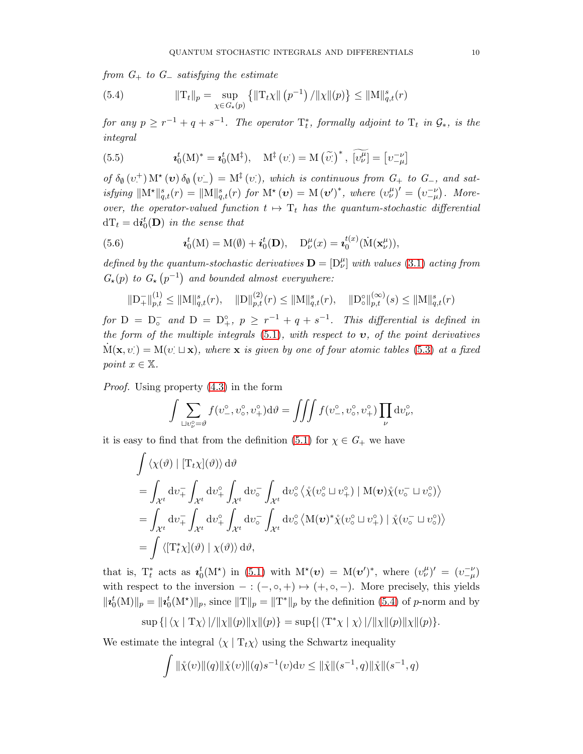*from* $G_+$ *to* $G_-$ *satisfying the estimate*

$$\|\mathrm{T}_t\|_p = \sup_{\chi\in G_\star(p)} \left\{\|\mathrm{T}_t\chi\|\left(p^{-1}\right)/\|\chi\|(p)\right\} \leq \|\mathrm{M}\|^s_{q,t}(r) \tag{5.4}$$

*for any* $p \geq r^{-1} + q + s^{-1}$. *The operator* $\mathrm{T}_t^*$, *formally adjoint to* $\mathrm{T}_t$ *in* $\mathcal{G}_*$, *is the integral*

$$\boldsymbol{\imath}_0^t(\mathrm{M})^* = \boldsymbol{\imath}_0^t(\mathrm{M}^\ddagger), \quad \mathrm{M}^\ddagger\left(\upsilon^{\cdot}_{\cdot}\right) = \mathrm{M}\left(\widetilde{\upsilon^{\cdot}_{\cdot}}\right)^*, \ \widetilde{[\upsilon^\mu_\nu]} = \left[\upsilon^{-\nu}_{-\mu}\right] \tag{5.5}$$

*of* $\delta_\emptyset\left(\upsilon^+_{\cdot}\right)\mathrm{M}^\star\left(\boldsymbol{\upsilon}\right)\delta_\emptyset\left(\upsilon^{\cdot}_-\right) = \mathrm{M}^\ddagger\left(\upsilon^{\cdot}_{\cdot}\right)$, *which is continuous from* $G_+$ *to* $G_-$, *and satisfying* $\|\mathrm{M}^\star\|^s_{q,t}(r) = \|\mathrm{M}\|^s_{q,t}(r)$ *for* $\mathrm{M}^\star\left(\boldsymbol{\upsilon}\right) = \mathrm{M}\left(\boldsymbol{\upsilon}'\right)^*$, *where* $\left(\upsilon^\mu_\nu\right)' = \left(\upsilon^{-\nu}_{-\mu}\right)$. *Moreover, the operator-valued function* $t \mapsto \mathrm{T}_t$ *has the quantum-stochastic differential* $\mathrm{d}\mathrm{T}_t = \mathrm{d}\boldsymbol{\imath}_0^t(\mathbf{D})$ *in the sense that*

$$\boldsymbol{\imath}_0^t(\mathrm{M}) = \mathrm{M}(\emptyset) + \boldsymbol{\imath}_0^t(\mathbf{D}), \quad \mathrm{D}^\mu_\nu(x) = \boldsymbol{\imath}_0^{t(x)}(\dot{\mathrm{M}}(\mathbf{x}^\mu_\nu)), \tag{5.6}$$

*defined by the quantum-stochastic derivatives* $\mathbf{D} = [\mathrm{D}^\mu_\nu]$ *with values* (3.1) *acting from* $G_\star(p)$ *to* $G_\star\left(p^{-1}\right)$ *and bounded almost everywhere:*

$$\|\mathrm{D}^-_+\|^{(1)}_{p,t} \leq \|\mathrm{M}\|^s_{q,t}(r), \quad \|\mathrm{D}\|^{(2)}_{p,t}(r) \leq \|\mathrm{M}\|^s_{q,t}(r), \quad \|\mathrm{D}^\circ_\circ\|^{(\infty)}_{p,t}(s) \leq \|\mathrm{M}\|^s_{q,t}(r)$$

*for* $\mathrm{D} = \mathrm{D}^-_\circ$ *and* $\mathrm{D} = \mathrm{D}^\circ_+$, $p \geq r^{-1} + q + s^{-1}$. *This differential is defined in the form of the multiple integrals* (5.1), *with respect to* $\boldsymbol{\upsilon}$, *of the point derivatives* $\dot{\mathrm{M}}(\mathbf{x}, \upsilon^{\cdot}_{\cdot}) = \mathrm{M}(\upsilon^{\cdot}_{\cdot} \sqcup \mathbf{x})$, *where* $\mathbf{x}$ *is given by one of four atomic tables* (5.3) *at a fixed point* $x \in \mathbb{X}$.

*Proof.* Using property (4.3) in the form

$$\int \sum_{\sqcup\upsilon^\circ_\nu = \vartheta} f(\upsilon^\circ_-, \upsilon^\circ_\circ, \upsilon^\circ_+)\mathrm{d}\vartheta = \iiint f(\upsilon^\circ_-, \upsilon^\circ_\circ, \upsilon^\circ_+)\prod_\nu \mathrm{d}\upsilon^\circ_\nu,$$

it is easy to find that from the definition (5.1) for $\chi \in G_+$ we have

$$\begin{aligned}
&\int \langle \chi(\vartheta) \mid [\mathrm{T}_t\chi](\vartheta)\rangle\, \mathrm{d}\vartheta \\
&= \int_{\mathcal{X}^t} \mathrm{d}\upsilon^-_+ \int_{\mathcal{X}^t} \mathrm{d}\upsilon^\circ_+ \int_{\mathcal{X}^t} \mathrm{d}\upsilon^-_\circ \int_{\mathcal{X}^t} \mathrm{d}\upsilon^\circ_\circ \left\langle \mathring{\chi}(\upsilon^\circ_\circ \sqcup \upsilon^\circ_+) \mid \mathrm{M}(\boldsymbol{\upsilon})\mathring{\chi}(\upsilon^-_\circ \sqcup \upsilon^\circ_\circ)\right\rangle \\
&= \int_{\mathcal{X}^t} \mathrm{d}\upsilon^-_+ \int_{\mathcal{X}^t} \mathrm{d}\upsilon^\circ_+ \int_{\mathcal{X}^t} \mathrm{d}\upsilon^-_\circ \int_{\mathcal{X}^t} \mathrm{d}\upsilon^\circ_\circ \left\langle \mathrm{M}(\boldsymbol{\upsilon})^*\mathring{\chi}(\upsilon^\circ_\circ \sqcup \upsilon^\circ_+) \mid \mathring{\chi}(\upsilon^-_\circ \sqcup \upsilon^\circ_\circ)\right\rangle \\
&= \int \langle [\mathrm{T}_t^*\chi](\vartheta) \mid \chi(\vartheta)\rangle\, \mathrm{d}\vartheta,
\end{aligned}$$

that is, $\mathrm{T}_t^*$ acts as $\boldsymbol{\imath}_0^t(\mathrm{M}^\star)$ in (5.1) with $\mathrm{M}^\star(\boldsymbol{\upsilon}) = \mathrm{M}(\boldsymbol{\upsilon}')^*$, where $(\upsilon^\mu_\nu)' = (\upsilon^{-\nu}_{-\mu})$ with respect to the inversion $- : (-, \circ, +) \mapsto (+, \circ, -)$. More precisely, this yields $\|\boldsymbol{\imath}_0^t(\mathrm{M})\|_p = \|\boldsymbol{\imath}_0^t(\mathrm{M}^\star)\|_p$, since $\|\mathrm{T}\|_p = \|\mathrm{T}^*\|_p$ by the definition (5.4) of $p$-norm and by

$$\sup\left\{|\langle \chi \mid \mathrm{T}\chi\rangle|/\|\chi\|(p)\|\chi\|(p)\right\} = \sup\{|\langle \mathrm{T}^*\chi \mid \chi\rangle|/\|\chi\|(p)\|\chi\|(p)\}.$$

We estimate the integral $\langle \chi \mid \mathrm{T}_t\chi\rangle$ using the Schwartz inequality

$$\int \|\mathring{\chi}(\upsilon)\|(q)\|\mathring{\chi}(\upsilon)\|(q)s^{-1}(\upsilon)\mathrm{d}\upsilon \leq \|\mathring{\chi}\|(s^{-1}, q)\|\mathring{\chi}\|(s^{-1}, q)$$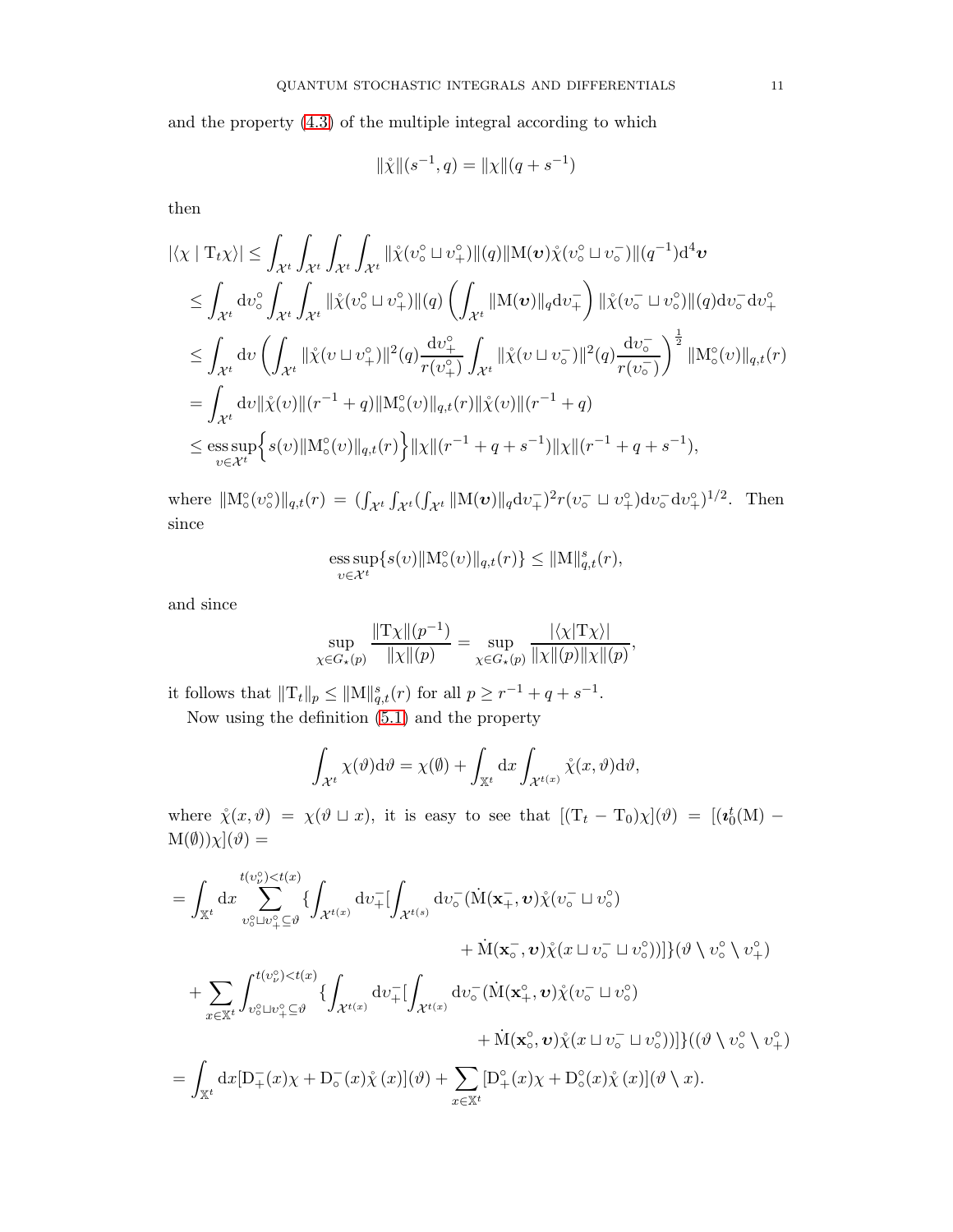and the property (4.3) of the multiple integral according to which

$$\|\mathring{\chi}\|(s^{-1},q)=\|\chi\|(q+s^{-1})$$

then

$$
\begin{aligned}
|\langle\chi\mid \mathrm{T}_t\chi\rangle| &\le \int_{\mathcal{X}^t}\int_{\mathcal{X}^t}\int_{\mathcal{X}^t}\int_{\mathcal{X}^t}\|\mathring{\chi}(\upsilon_\circ^\circ\sqcup\upsilon_+^\circ)\|(q)\|\mathrm{M}(\boldsymbol{\upsilon})\mathring{\chi}(\upsilon_\circ^\circ\sqcup\upsilon_\circ^-)\|(q^{-1})\mathrm{d}^4\boldsymbol{\upsilon}\\
&\le \int_{\mathcal{X}^t}\mathrm{d}\upsilon_\circ^\circ\int_{\mathcal{X}^t}\int_{\mathcal{X}^t}\|\mathring{\chi}(\upsilon_\circ^\circ\sqcup\upsilon_+^\circ)\|(q)\left(\int_{\mathcal{X}^t}\|\mathrm{M}(\boldsymbol{\upsilon})\|_q\mathrm{d}\upsilon_+^-\right)\|\mathring{\chi}(\upsilon_\circ^-\sqcup\upsilon_\circ^\circ)\|(q)\mathrm{d}\upsilon_\circ^-\mathrm{d}\upsilon_+^\circ\\
&\le \int_{\mathcal{X}^t}\mathrm{d}\upsilon\left(\int_{\mathcal{X}^t}\|\mathring{\chi}(\upsilon\sqcup\upsilon_+^\circ)\|^2(q)\frac{\mathrm{d}\upsilon_+^\circ}{r(\upsilon_+^\circ)}\int_{\mathcal{X}^t}\|\mathring{\chi}(\upsilon\sqcup\upsilon_\circ^-)\|^2(q)\frac{\mathrm{d}\upsilon_\circ^-}{r(\upsilon_\circ^-)}\right)^{\frac{1}{2}}\|\mathrm{M}_\circ^\circ(\upsilon)\|_{q,t}(r)\\
&= \int_{\mathcal{X}^t}\mathrm{d}\upsilon\|\mathring{\chi}(\upsilon)\|(r^{-1}+q)\|\mathrm{M}_\circ^\circ(\upsilon)\|_{q,t}(r)\|\mathring{\chi}(\upsilon)\|(r^{-1}+q)\\
&\le \operatorname*{ess\,sup}_{\upsilon\in\mathcal{X}^t}\Big\{s(\upsilon)\|\mathrm{M}_\circ^\circ(\upsilon)\|_{q,t}(r)\Big\}\|\chi\|(r^{-1}+q+s^{-1})\|\chi\|(r^{-1}+q+s^{-1}),
\end{aligned}
$$

where $\|\mathrm{M}_\circ^\circ(\upsilon_\circ^\circ)\|_{q,t}(r)=(\int_{\mathcal{X}^t}\int_{\mathcal{X}^t}(\int_{\mathcal{X}^t}\|\mathrm{M}(\boldsymbol{\upsilon})\|_q\mathrm{d}\upsilon_+^-)^2r(\upsilon_\circ^-\sqcup\upsilon_+^\circ)\mathrm{d}\upsilon_\circ^-\mathrm{d}\upsilon_+^\circ)^{1/2}$. Then since

$$\operatorname*{ess\,sup}_{\upsilon\in\mathcal{X}^t}\{s(\upsilon)\|\mathrm{M}_\circ^\circ(\upsilon)\|_{q,t}(r)\}\le\|\mathrm{M}\|_{q,t}^s(r),$$

and since

$$\sup_{\chi\in G_\star(p)}\frac{\|\mathrm{T}\chi\|(p^{-1})}{\|\chi\|(p)}=\sup_{\chi\in G_\star(p)}\frac{|\langle\chi|\mathrm{T}\chi\rangle|}{\|\chi\|(p)\|\chi\|(p)},$$

it follows that $\|\mathrm{T}_t\|_p\le\|\mathrm{M}\|_{q,t}^s(r)$ for all $p\ge r^{-1}+q+s^{-1}$.

Now using the definition (5.1) and the property

$$\int_{\mathcal{X}^t}\chi(\vartheta)\mathrm{d}\vartheta=\chi(\emptyset)+\int_{\mathbb{X}^t}\mathrm{d}x\int_{\mathcal{X}^{t(x)}}\mathring{\chi}(x,\vartheta)\mathrm{d}\vartheta,$$

where $\mathring{\chi}(x,\vartheta)=\chi(\vartheta\sqcup x)$, it is easy to see that $[(\mathrm{T}_t-\mathrm{T}_0)\chi](\vartheta)=[(\boldsymbol{\iota}_0^t(\mathrm{M})-\mathrm{M}(\emptyset))\chi](\vartheta)=$

$$
\begin{aligned}
&=\int_{\mathbb{X}^t}\mathrm{d}x\sum_{\upsilon_\circ^\circ\sqcup\upsilon_+^\circ\subseteq\vartheta}^{t(\upsilon_\nu^\circ)<t(x)}\{\int_{\mathcal{X}^{t(x)}}\mathrm{d}\upsilon_+^-[\int_{\mathcal{X}^{t(s)}}\mathrm{d}\upsilon_\circ^-(\dot{\mathrm{M}}(\mathbf{x}_+^-,\boldsymbol{\upsilon})\mathring{\chi}(\upsilon_\circ^-\sqcup\upsilon_\circ^\circ)\\
&\qquad\qquad+\dot{\mathrm{M}}(\mathbf{x}_\circ^-,\boldsymbol{\upsilon})\mathring{\chi}(x\sqcup\upsilon_\circ^-\sqcup\upsilon_\circ^\circ))]\}(\vartheta\setminus\upsilon_\circ^\circ\setminus\upsilon_+^\circ)\\
&+\sum_{x\in\mathbb{X}^t}\int_{\upsilon_\circ^\circ\sqcup\upsilon_+^\circ\subseteq\vartheta}^{t(\upsilon_\nu^\circ)<t(x)}\{\int_{\mathcal{X}^{t(x)}}\mathrm{d}\upsilon_+^-[\int_{\mathcal{X}^{t(x)}}\mathrm{d}\upsilon_\circ^-(\dot{\mathrm{M}}(\mathbf{x}_+^\circ,\boldsymbol{\upsilon})\mathring{\chi}(\upsilon_\circ^-\sqcup\upsilon_\circ^\circ)\\
&\qquad\qquad+\dot{\mathrm{M}}(\mathbf{x}_\circ^\circ,\boldsymbol{\upsilon})\mathring{\chi}(x\sqcup\upsilon_\circ^-\sqcup\upsilon_\circ^\circ))]\}((\vartheta\setminus\upsilon_\circ^\circ\setminus\upsilon_+^\circ)\\
&=\int_{\mathbb{X}^t}\mathrm{d}x[\mathrm{D}_+^-(x)\chi+\mathrm{D}_\circ^-(x)\mathring{\chi}(x)](\vartheta)+\sum_{x\in\mathbb{X}^t}[\mathrm{D}_+^\circ(x)\chi+\mathrm{D}_\circ^\circ(x)\mathring{\chi}(x)](\vartheta\setminus x).
\end{aligned}
$$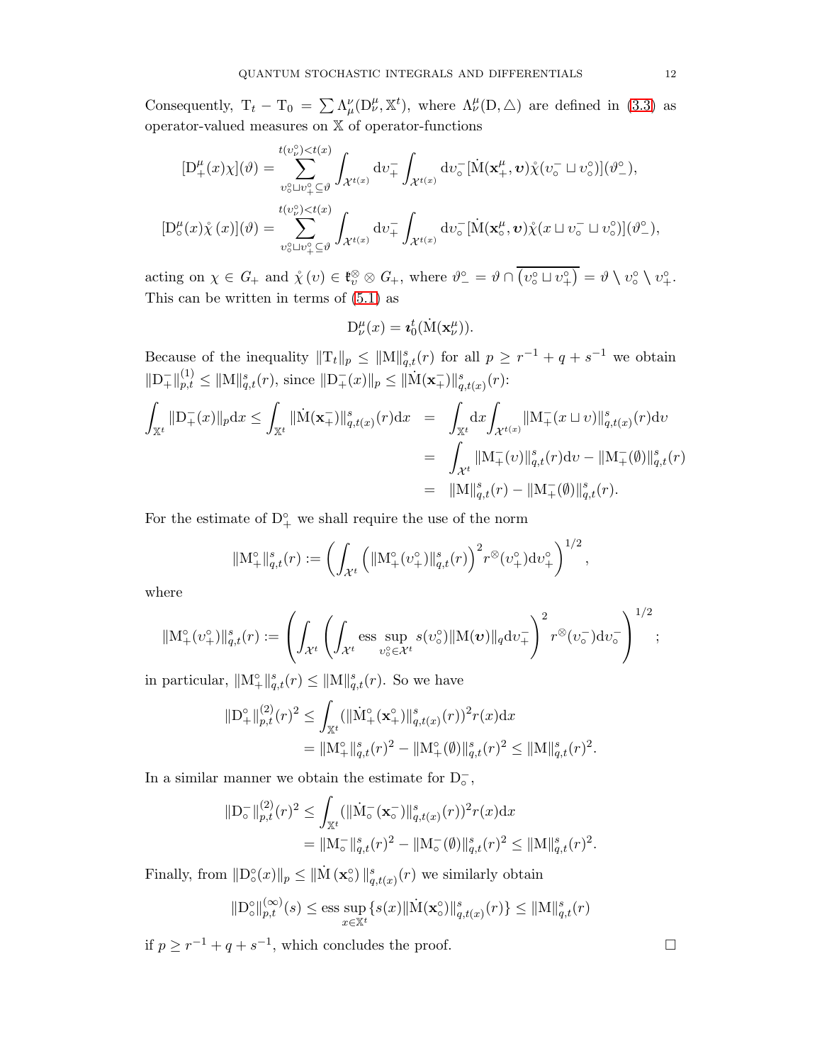Consequently, $\mathrm{T}_t - \mathrm{T}_0 = \sum \Lambda^\nu_\mu(\mathrm{D}^\mu_\nu, \mathbb{X}^t)$, where $\Lambda^\mu_\nu(\mathrm{D}, \triangle)$ are defined in (3.3) as operator-valued measures on $\mathbb{X}$ of operator-functions

$$[\mathrm{D}^\mu_+(x)\chi](\vartheta) = \sum_{\upsilon^\circ_\circ \sqcup \upsilon^\circ_+ \subseteq \vartheta}^{t(\upsilon^\circ_\nu)<t(x)} \int_{\mathcal{X}^{t(x)}} \mathrm{d}\upsilon^-_+ \int_{\mathcal{X}^{t(x)}} \mathrm{d}\upsilon^-_\circ [\dot{\mathrm{M}}(\mathbf{x}^\mu_+, \boldsymbol{\upsilon})\mathring{\chi}(\upsilon^-_\circ \sqcup \upsilon^\circ_\circ)](\vartheta^\circ_-),$$

$$[\mathrm{D}^\mu_\circ(x)\mathring{\chi}(x)](\vartheta) = \sum_{\upsilon^\circ_\circ \sqcup \upsilon^\circ_+ \subseteq \vartheta}^{t(\upsilon^\circ_\nu)<t(x)} \int_{\mathcal{X}^{t(x)}} \mathrm{d}\upsilon^-_+ \int_{\mathcal{X}^{t(x)}} \mathrm{d}\upsilon^-_\circ [\dot{\mathrm{M}}(\mathbf{x}^\mu_\circ, \boldsymbol{\upsilon})\mathring{\chi}(x \sqcup \upsilon^-_\circ \sqcup \upsilon^\circ_\circ)](\vartheta^\circ_-),$$

acting on $\chi \in G_+$ and $\mathring{\chi}(\upsilon) \in \mathfrak{k}^\otimes_\upsilon \otimes G_+$, where $\vartheta^\circ_- = \vartheta \cap \overline{(\upsilon^\circ_\circ \sqcup \upsilon^\circ_+)} = \vartheta \setminus \upsilon^\circ_\circ \setminus \upsilon^\circ_+$. This can be written in terms of (5.1) as

$$\mathrm{D}^\mu_\nu(x) = \boldsymbol{\imath}^t_0(\dot{\mathrm{M}}(\mathbf{x}^\mu_\nu)).$$

Because of the inequality $\|\mathrm{T}_t\|_p \le \|\mathrm{M}\|^s_{q,t}(r)$ for all $p \ge r^{-1} + q + s^{-1}$ we obtain $\|\mathrm{D}^-_+\|^{(1)}_{p,t} \le \|\mathrm{M}\|^s_{q,t}(r)$, since $\|\mathrm{D}^-_+(x)\|_p \le \|\dot{\mathrm{M}}(\mathbf{x}^-_+)\|^s_{q,t(x)}(r)$:

$$\begin{aligned}
\int_{\mathbb{X}^t} \|\mathrm{D}^-_+(x)\|_p \mathrm{d}x \le \int_{\mathbb{X}^t} \|\dot{\mathrm{M}}(\mathbf{x}^-_+)\|^s_{q,t(x)}(r)\mathrm{d}x &= \int_{\mathbb{X}^t} \mathrm{d}x \int_{\mathcal{X}^{t(x)}} \|\mathrm{M}^-_+(x \sqcup \upsilon)\|^s_{q,t(x)}(r)\mathrm{d}\upsilon \\
&= \int_{\mathcal{X}^t} \|\mathrm{M}^-_+(\upsilon)\|^s_{q,t}(r)\mathrm{d}\upsilon - \|\mathrm{M}^-_+(\emptyset)\|^s_{q,t}(r) \\
&= \|\mathrm{M}\|^s_{q,t}(r) - \|\mathrm{M}^-_+(\emptyset)\|^s_{q,t}(r).
\end{aligned}$$

For the estimate of $\mathrm{D}^\circ_+$ we shall require the use of the norm

$$\|\mathrm{M}^\circ_+\|^s_{q,t}(r) := \left( \int_{\mathcal{X}^t} \left( \|\mathrm{M}^\circ_+(\upsilon^\circ_+)\|^s_{q,t}(r) \right)^2 r^\otimes(\upsilon^\circ_+)\mathrm{d}\upsilon^\circ_+ \right)^{1/2},$$

where

$$\|\mathrm{M}^\circ_+(\upsilon^\circ_+)\|^s_{q,t}(r) := \left( \int_{\mathcal{X}^t} \left( \int_{\mathcal{X}^t} \operatorname*{ess\,sup}_{\upsilon^\circ_\circ \in \mathcal{X}^t} s(\upsilon^\circ_\circ)\|\mathrm{M}(\boldsymbol{\upsilon})\|_q \mathrm{d}\upsilon^-_+ \right)^2 r^\otimes(\upsilon^-_\circ)\mathrm{d}\upsilon^-_\circ \right)^{1/2};$$

in particular, $\|\mathrm{M}^\circ_+\|^s_{q,t}(r) \le \|\mathrm{M}\|^s_{q,t}(r)$. So we have

$$\begin{aligned}
\|\mathrm{D}^\circ_+\|^{(2)}_{p,t}(r)^2 &\le \int_{\mathbb{X}^t} (\|\dot{\mathrm{M}}^\circ_+(\mathbf{x}^\circ_+)\|^s_{q,t(x)}(r))^2 r(x)\mathrm{d}x \\
&= \|\mathrm{M}^\circ_+\|^s_{q,t}(r)^2 - \|\mathrm{M}^\circ_+(\emptyset)\|^s_{q,t}(r)^2 \le \|\mathrm{M}\|^s_{q,t}(r)^2.
\end{aligned}$$

In a similar manner we obtain the estimate for $\mathrm{D}^-_\circ$,

$$\begin{aligned}
\|\mathrm{D}^-_\circ\|^{(2)}_{p,t}(r)^2 &\le \int_{\mathbb{X}^t} (\|\dot{\mathrm{M}}^-_\circ(\mathbf{x}^-_\circ)\|^s_{q,t(x)}(r))^2 r(x)\mathrm{d}x \\
&= \|\mathrm{M}^-_\circ\|^s_{q,t}(r)^2 - \|\mathrm{M}^-_\circ(\emptyset)\|^s_{q,t}(r)^2 \le \|\mathrm{M}\|^s_{q,t}(r)^2.
\end{aligned}$$

Finally, from $\|\mathrm{D}^\circ_\circ(x)\|_p \le \|\dot{\mathrm{M}}(\mathbf{x}^\circ_\circ)\|^s_{q,t(x)}(r)$ we similarly obtain

$$\|\mathrm{D}^\circ_\circ\|^{(\infty)}_{p,t}(s) \le \operatorname*{ess\,sup}_{x \in \mathbb{X}^t} \{s(x)\|\dot{\mathrm{M}}(\mathbf{x}^\circ_\circ)\|^s_{q,t(x)}(r)\} \le \|\mathrm{M}\|^s_{q,t}(r)$$

if $p \ge r^{-1} + q + s^{-1}$, which concludes the proof. □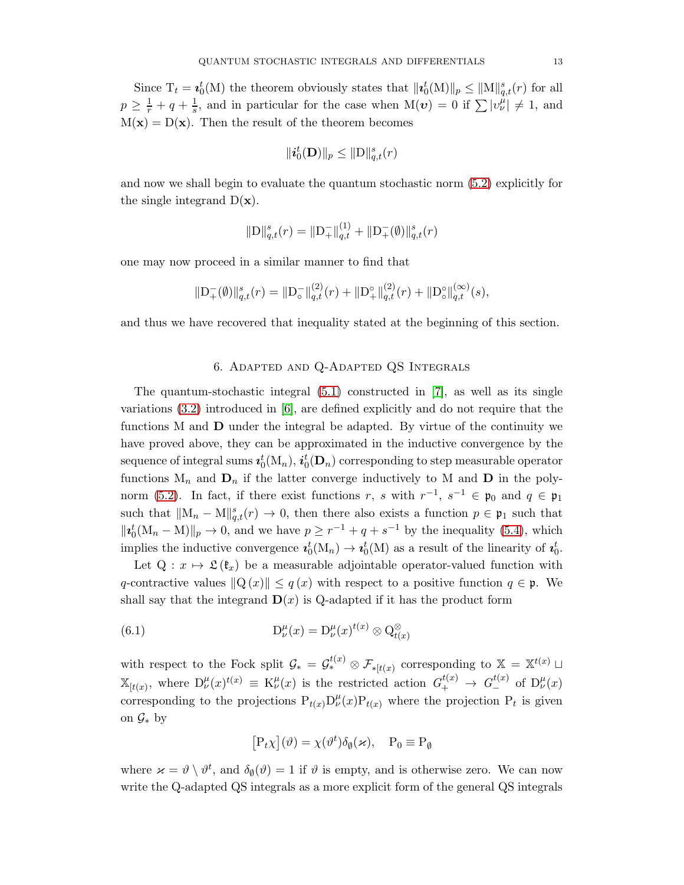Since $\mathrm{T}_t = \boldsymbol{\imath}_0^t(\mathrm{M})$ the theorem obviously states that $\|\boldsymbol{\imath}_0^t(\mathrm{M})\|_p \leq \|\mathrm{M}\|_{q,t}^s(r)$ for all $p \geq \frac{1}{r} + q + \frac{1}{s}$, and in particular for the case when $\mathrm{M}(\boldsymbol{\upsilon}) = 0$ if $\sum |\upsilon_\nu^\mu| \neq 1$, and $\mathrm{M}(\mathbf{x}) = \mathrm{D}(\mathbf{x})$. Then the result of the theorem becomes

$$\|\boldsymbol{\imath}_0^t(\mathbf{D})\|_p \leq \|\mathrm{D}\|_{q,t}^s(r)$$

and now we shall begin to evaluate the quantum stochastic norm (5.2) explicitly for the single integrand $\mathrm{D}(\mathbf{x})$.

$$\|\mathrm{D}\|_{q,t}^s(r) = \|\mathrm{D}_+^-\|_{q,t}^{(1)} + \|\mathrm{D}_+^-(\emptyset)\|_{q,t}^s(r)$$

one may now proceed in a similar manner to find that

$$\|\mathrm{D}_+^-(\emptyset)\|_{q,t}^s(r) = \|\mathrm{D}_\circ^-\|_{q,t}^{(2)}(r) + \|\mathrm{D}_+^\circ\|_{q,t}^{(2)}(r) + \|\mathrm{D}_\circ^\circ\|_{q,t}^{(\infty)}(s),$$

and thus we have recovered that inequality stated at the beginning of this section.

## 6. Adapted and Q-Adapted QS Integrals

The quantum-stochastic integral (5.1) constructed in [7], as well as its single variations (3.2) introduced in [6], are defined explicitly and do not require that the functions M and $\mathbf{D}$ under the integral be adapted. By virtue of the continuity we have proved above, they can be approximated in the inductive convergence by the sequence of integral sums $\boldsymbol{\imath}_0^t(\mathrm{M}_n)$, $\boldsymbol{\imath}_0^t(\mathbf{D}_n)$ corresponding to step measurable operator functions $\mathrm{M}_n$ and $\mathbf{D}_n$ if the latter converge inductively to M and $\mathbf{D}$ in the polynorm (5.2). In fact, if there exist functions $r$, $s$ with $r^{-1}$, $s^{-1} \in \mathfrak{p}_0$ and $q \in \mathfrak{p}_1$ such that $\|\mathrm{M}_n - \mathrm{M}\|_{q,t}^s(r) \to 0$, then there also exists a function $p \in \mathfrak{p}_1$ such that $\|\boldsymbol{\imath}_0^t(\mathrm{M}_n - \mathrm{M})\|_p \to 0$, and we have $p \geq r^{-1} + q + s^{-1}$ by the inequality (5.4), which implies the inductive convergence $\boldsymbol{\imath}_0^t(\mathrm{M}_n) \to \boldsymbol{\imath}_0^t(\mathrm{M})$ as a result of the linearity of $\boldsymbol{\imath}_0^t$.

Let $\mathrm{Q} : x \mapsto \mathfrak{L}(\mathfrak{k}_x)$ be a measurable adjointable operator-valued function with $q$-contractive values $\|\mathrm{Q}(x)\| \leq q(x)$ with respect to a positive function $q \in \mathfrak{p}$. We shall say that the integrand $\mathbf{D}(x)$ is Q-adapted if it has the product form

$$\mathrm{D}_\nu^\mu(x) = \mathrm{D}_\nu^\mu(x)^{t(x)} \otimes \mathrm{Q}_{t(x)}^{\otimes} \tag{6.1}$$

with respect to the Fock split $\mathcal{G}_* = \mathcal{G}_*^{t(x)} \otimes \mathcal{F}_{*[t(x)}$ corresponding to $\mathbb{X} = \mathbb{X}^{t(x)} \sqcup \mathbb{X}_{[t(x)}$, where $\mathrm{D}_\nu^\mu(x)^{t(x)} \equiv \mathrm{K}_\nu^\mu(x)$ is the restricted action $G_+^{t(x)} \to G_-^{t(x)}$ of $\mathrm{D}_\nu^\mu(x)$ corresponding to the projections $\mathrm{P}_{t(x)}\mathrm{D}_\nu^\mu(x)\mathrm{P}_{t(x)}$ where the projection $\mathrm{P}_t$ is given on $\mathcal{G}_*$ by

$$\left[\mathrm{P}_t\chi\right](\vartheta) = \chi(\vartheta^t)\delta_\emptyset(\varkappa), \quad \mathrm{P}_0 \equiv \mathrm{P}_\emptyset$$

where $\varkappa = \vartheta \setminus \vartheta^t$, and $\delta_\emptyset(\vartheta) = 1$ if $\vartheta$ is empty, and is otherwise zero. We can now write the Q-adapted QS integrals as a more explicit form of the general QS integrals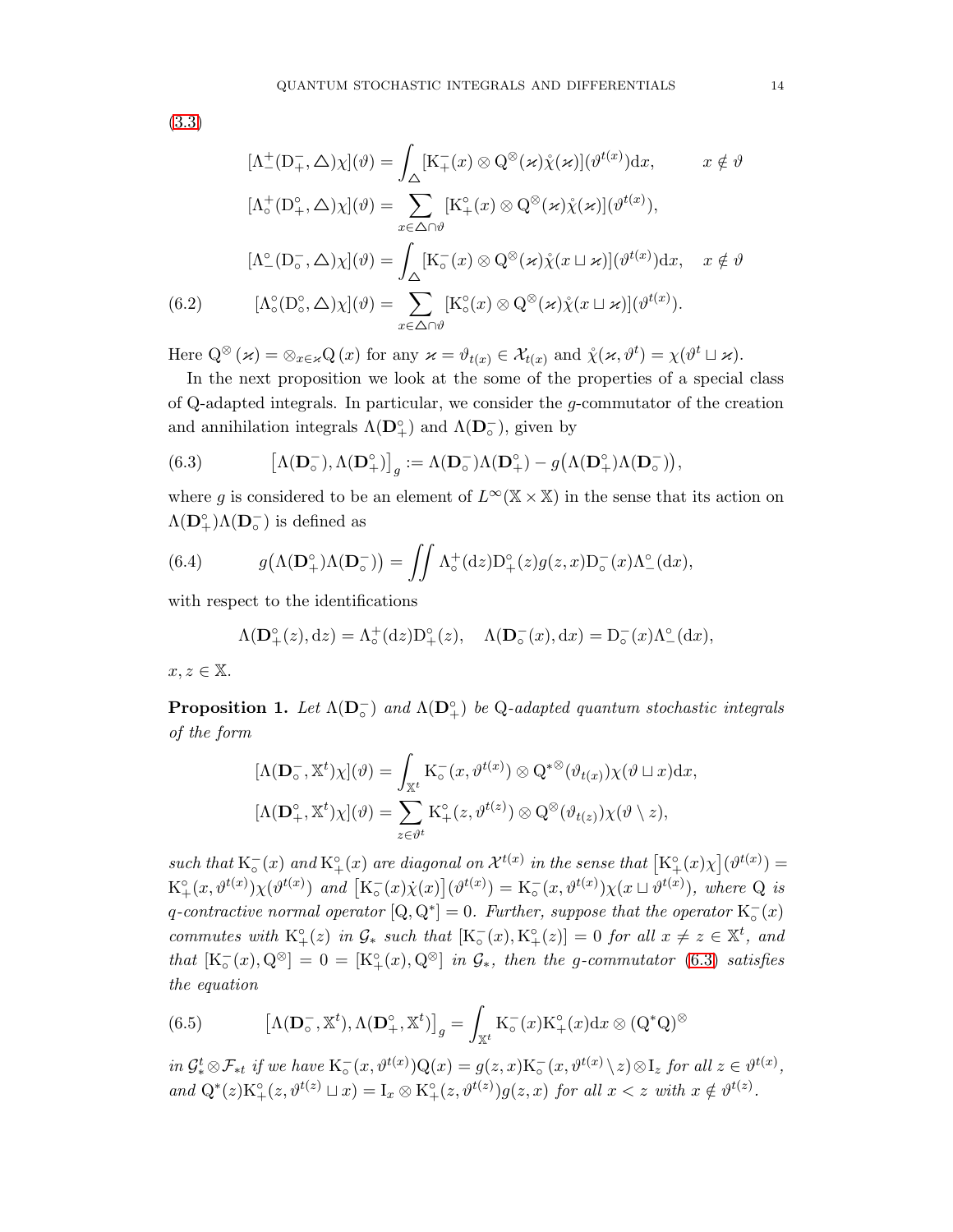(3.3)

$$
\begin{aligned}
[\Lambda_-^+(\mathrm{D}_+^-,\triangle)\chi](\vartheta) &= \int_\triangle [\mathrm{K}_+^-(x)\otimes \mathrm{Q}^\otimes(\varkappa)\mathring{\chi}(\varkappa)](\vartheta^{t(x)})\mathrm{d}x, \qquad x\notin\vartheta\\
[\Lambda_\circ^+(\mathrm{D}_+^\circ,\triangle)\chi](\vartheta) &= \sum_{x\in\triangle\cap\vartheta} [\mathrm{K}_+^\circ(x)\otimes \mathrm{Q}^\otimes(\varkappa)\mathring{\chi}(\varkappa)](\vartheta^{t(x)}),\\
[\Lambda_-^\circ(\mathrm{D}_\circ^-,\triangle)\chi](\vartheta) &= \int_\triangle [\mathrm{K}_\circ^-(x)\otimes \mathrm{Q}^\otimes(\varkappa)\mathring{\chi}(x\sqcup\varkappa)](\vartheta^{t(x)})\mathrm{d}x, \quad x\notin\vartheta\\
[\Lambda_\circ^\circ(\mathrm{D}_\circ^\circ,\triangle)\chi](\vartheta) &= \sum_{x\in\triangle\cap\vartheta} [\mathrm{K}_\circ^\circ(x)\otimes \mathrm{Q}^\otimes(\varkappa)\mathring{\chi}(x\sqcup\varkappa)](\vartheta^{t(x)}).
\end{aligned}
\tag{6.2}
$$

Here $\mathrm{Q}^\otimes(\varkappa) = \otimes_{x\in\varkappa}\mathrm{Q}(x)$ for any $\varkappa = \vartheta_{t(x)} \in \mathcal{X}_{t(x)}$ and $\mathring{\chi}(\varkappa,\vartheta^t) = \chi(\vartheta^t\sqcup\varkappa)$.

In the next proposition we look at the some of the properties of a special class of Q-adapted integrals. In particular, we consider the $g$-commutator of the creation and annihilation integrals $\Lambda(\mathbf{D}_+^\circ)$ and $\Lambda(\mathbf{D}_\circ^-)$, given by

$$
\left[\Lambda(\mathbf{D}_\circ^-),\Lambda(\mathbf{D}_+^\circ)\right]_g := \Lambda(\mathbf{D}_\circ^-)\Lambda(\mathbf{D}_+^\circ) - g\big(\Lambda(\mathbf{D}_+^\circ)\Lambda(\mathbf{D}_\circ^-)\big), \tag{6.3}
$$

where $g$ is considered to be an element of $L^\infty(\mathbb{X}\times\mathbb{X})$ in the sense that its action on $\Lambda(\mathbf{D}_+^\circ)\Lambda(\mathbf{D}_\circ^-)$ is defined as

$$
g\big(\Lambda(\mathbf{D}_+^\circ)\Lambda(\mathbf{D}_\circ^-)\big) = \iint \Lambda_\circ^+(\mathrm{d}z)\mathrm{D}_+^\circ(z)g(z,x)\mathrm{D}_\circ^-(x)\Lambda_-^\circ(\mathrm{d}x), \tag{6.4}
$$

with respect to the identifications

$$
\Lambda(\mathbf{D}_+^\circ(z),\mathrm{d}z) = \Lambda_\circ^+(\mathrm{d}z)\mathrm{D}_+^\circ(z), \quad \Lambda(\mathbf{D}_\circ^-(x),\mathrm{d}x) = \mathrm{D}_\circ^-(x)\Lambda_-^\circ(\mathrm{d}x),
$$

$x,z\in\mathbb{X}$.

**Proposition 1.** *Let $\Lambda(\mathbf{D}_\circ^-)$ and $\Lambda(\mathbf{D}_+^\circ)$ be* Q*-adapted quantum stochastic integrals of the form*

$$
\begin{aligned}
[\Lambda(\mathbf{D}_\circ^-,\mathbb{X}^t)\chi](\vartheta) &= \int_{\mathbb{X}^t} \mathrm{K}_\circ^-(x,\vartheta^{t(x)})\otimes \mathrm{Q}^{*\otimes}(\vartheta_{t(x)})\chi(\vartheta\sqcup x)\mathrm{d}x,\\
[\Lambda(\mathbf{D}_+^\circ,\mathbb{X}^t)\chi](\vartheta) &= \sum_{z\in\vartheta^t} \mathrm{K}_+^\circ(z,\vartheta^{t(z)})\otimes \mathrm{Q}^\otimes(\vartheta_{t(z)})\chi(\vartheta\setminus z),
\end{aligned}
$$

*such that $\mathrm{K}_\circ^-(x)$ and $\mathrm{K}_+^\circ(x)$ are diagonal on $\mathcal{X}^{t(x)}$ in the sense that $\left[\mathrm{K}_+^\circ(x)\chi\right](\vartheta^{t(x)}) = \mathrm{K}_+^\circ(x,\vartheta^{t(x)})\chi(\vartheta^{t(x)})$ and $\left[\mathrm{K}_\circ^-(x)\dot{\chi}(x)\right](\vartheta^{t(x)}) = \mathrm{K}_\circ^-(x,\vartheta^{t(x)})\chi(x\sqcup\vartheta^{t(x)})$, where* Q *is $q$-contractive normal operator $[\mathrm{Q},\mathrm{Q}^*]=0$. Further, suppose that the operator $\mathrm{K}_\circ^-(x)$ commutes with $\mathrm{K}_+^\circ(z)$ in $\mathcal{G}_*$ such that $[\mathrm{K}_\circ^-(x),\mathrm{K}_+^\circ(z)] = 0$ for all $x\neq z\in\mathbb{X}^t$, and that $[\mathrm{K}_\circ^-(x),\mathrm{Q}^\otimes] = 0 = [\mathrm{K}_+^\circ(x),\mathrm{Q}^\otimes]$ in $\mathcal{G}_*$, then the $g$-commutator (6.3) satisfies the equation*

$$
\left[\Lambda(\mathbf{D}_\circ^-,\mathbb{X}^t),\Lambda(\mathbf{D}_+^\circ,\mathbb{X}^t)\right]_g = \int_{\mathbb{X}^t} \mathrm{K}_\circ^-(x)\mathrm{K}_+^\circ(x)\mathrm{d}x\otimes(\mathrm{Q}^*\mathrm{Q})^\otimes \tag{6.5}
$$

*in $\mathcal{G}_*^t\otimes\mathcal{F}_{*t}$ if we have $\mathrm{K}_\circ^-(x,\vartheta^{t(x)})\mathrm{Q}(x) = g(z,x)\mathrm{K}_\circ^-(x,\vartheta^{t(x)}\setminus z)\otimes \mathrm{I}_z$ for all $z\in\vartheta^{t(x)}$, and $\mathrm{Q}^*(z)\mathrm{K}_+^\circ(z,\vartheta^{t(z)}\sqcup x) = \mathrm{I}_x\otimes\mathrm{K}_+^\circ(z,\vartheta^{t(z)})g(z,x)$ for all $x<z$ with $x\notin\vartheta^{t(z)}$.*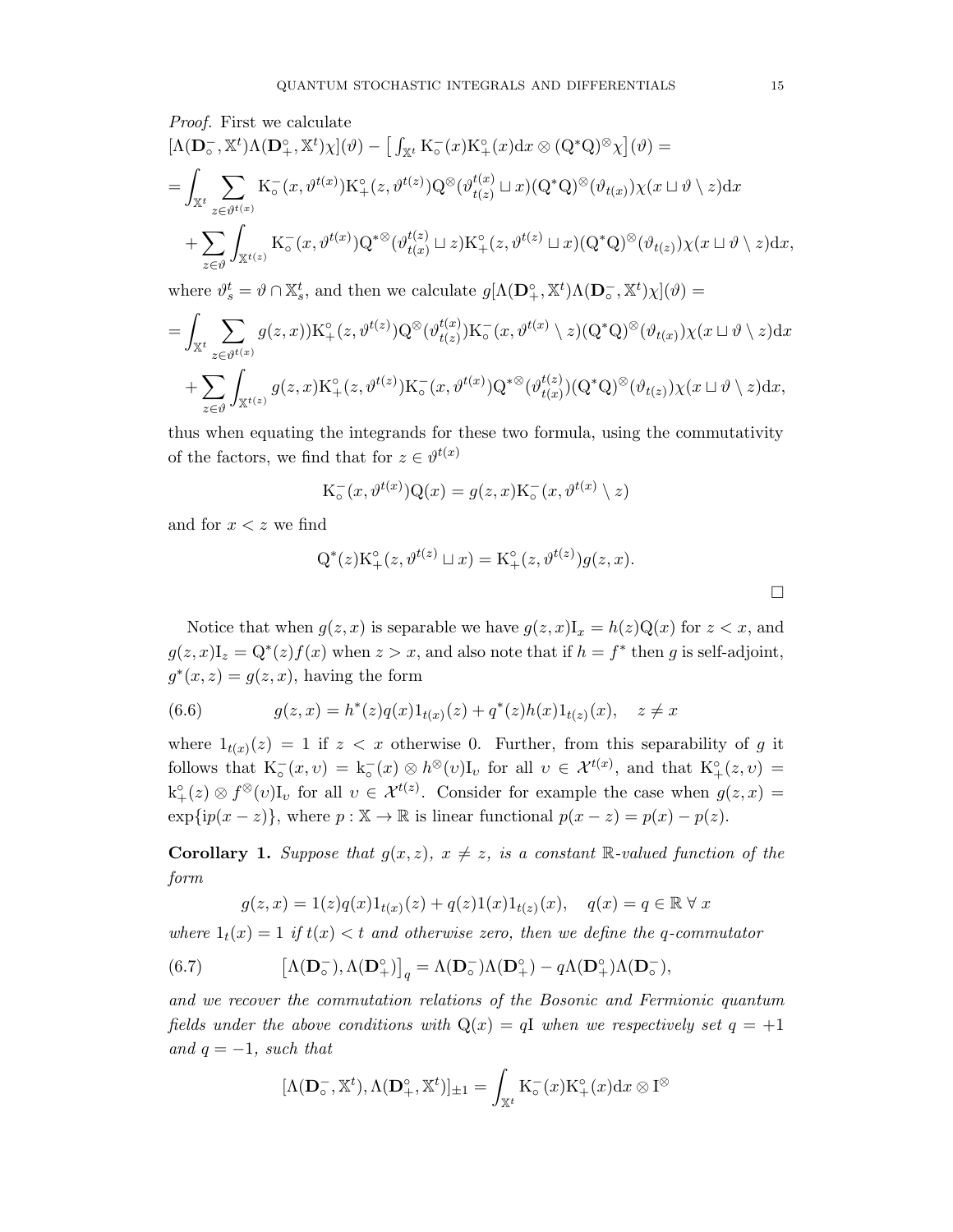*Proof.* First we calculate
$[\Lambda(\mathbf{D}^{-}_{\circ},\mathbb{X}^t)\Lambda(\mathbf{D}^{\circ}_{+},\mathbb{X}^t)\chi](\vartheta)-\big[\int_{\mathbb{X}^t}\mathrm{K}^{-}_{\circ}(x)\mathrm{K}^{\circ}_{+}(x)\mathrm{d}x\otimes(\mathrm{Q}^*\mathrm{Q})^{\otimes}\chi\big](\vartheta)=$

$$
\begin{aligned}
&=\int_{\mathbb{X}^t}\sum_{z\in\vartheta^{t(x)}}\mathrm{K}^{-}_{\circ}(x,\vartheta^{t(x)})\mathrm{K}^{\circ}_{+}(z,\vartheta^{t(z)})\mathrm{Q}^{\otimes}(\vartheta^{t(x)}_{t(z)}\sqcup x)(\mathrm{Q}^*\mathrm{Q})^{\otimes}(\vartheta_{t(x)})\chi(x\sqcup\vartheta\setminus z)\mathrm{d}x\\
&\quad+\sum_{z\in\vartheta}\int_{\mathbb{X}^{t(z)}}\mathrm{K}^{-}_{\circ}(x,\vartheta^{t(x)})\mathrm{Q}^{*\otimes}(\vartheta^{t(z)}_{t(x)}\sqcup z)\mathrm{K}^{\circ}_{+}(z,\vartheta^{t(z)}\sqcup x)(\mathrm{Q}^*\mathrm{Q})^{\otimes}(\vartheta_{t(z)})\chi(x\sqcup\vartheta\setminus z)\mathrm{d}x,
\end{aligned}
$$

where $\vartheta^t_s=\vartheta\cap\mathbb{X}^t_s$, and then we calculate $g[\Lambda(\mathbf{D}^{\circ}_{+},\mathbb{X}^t)\Lambda(\mathbf{D}^{-}_{\circ},\mathbb{X}^t)\chi](\vartheta)=$

$$
\begin{aligned}
&=\int_{\mathbb{X}^t}\sum_{z\in\vartheta^{t(x)}}g(z,x))\mathrm{K}^{\circ}_{+}(z,\vartheta^{t(z)})\mathrm{Q}^{\otimes}(\vartheta^{t(x)}_{t(z)})\mathrm{K}^{-}_{\circ}(x,\vartheta^{t(x)}\setminus z)(\mathrm{Q}^*\mathrm{Q})^{\otimes}(\vartheta_{t(x)})\chi(x\sqcup\vartheta\setminus z)\mathrm{d}x\\
&\quad+\sum_{z\in\vartheta}\int_{\mathbb{X}^{t(z)}}g(z,x)\mathrm{K}^{\circ}_{+}(z,\vartheta^{t(z)})\mathrm{K}^{-}_{\circ}(x,\vartheta^{t(x)})\mathrm{Q}^{*\otimes}(\vartheta^{t(z)}_{t(x)})(\mathrm{Q}^*\mathrm{Q})^{\otimes}(\vartheta_{t(z)})\chi(x\sqcup\vartheta\setminus z)\mathrm{d}x,
\end{aligned}
$$

thus when equating the integrands for these two formula, using the commutativity of the factors, we find that for $z\in\vartheta^{t(x)}$

$$
\mathrm{K}^{-}_{\circ}(x,\vartheta^{t(x)})\mathrm{Q}(x)=g(z,x)\mathrm{K}^{-}_{\circ}(x,\vartheta^{t(x)}\setminus z)
$$

and for $x<z$ we find

$$
\mathrm{Q}^*(z)\mathrm{K}^{\circ}_{+}(z,\vartheta^{t(z)}\sqcup x)=\mathrm{K}^{\circ}_{+}(z,\vartheta^{t(z)})g(z,x).
$$

$\square$

Notice that when $g(z,x)$ is separable we have $g(z,x)\mathrm{I}_x=h(z)\mathrm{Q}(x)$ for $z<x$, and $g(z,x)\mathrm{I}_z=\mathrm{Q}^*(z)f(x)$ when $z>x$, and also note that if $h=f^*$ then $g$ is self-adjoint, $g^*(x,z)=g(z,x)$, having the form

$$
g(z,x)=h^*(z)q(x)1_{t(x)}(z)+q^*(z)h(x)1_{t(z)}(x),\quad z\neq x \tag{6.6}
$$

where $1_{t(x)}(z)=1$ if $z<x$ otherwise 0. Further, from this separability of $g$ it follows that $\mathrm{K}^{-}_{\circ}(x,\upsilon)=\mathrm{k}^{-}_{\circ}(x)\otimes h^{\otimes}(\upsilon)\mathrm{I}_\upsilon$ for all $\upsilon\in\mathcal{X}^{t(x)}$, and that $\mathrm{K}^{\circ}_{+}(z,\upsilon)=\mathrm{k}^{\circ}_{+}(z)\otimes f^{\otimes}(\upsilon)\mathrm{I}_\upsilon$ for all $\upsilon\in\mathcal{X}^{t(z)}$. Consider for example the case when $g(z,x)=\exp\{\mathrm{i}p(x-z)\}$, where $p:\mathbb{X}\to\mathbb{R}$ is linear functional $p(x-z)=p(x)-p(z)$.

**Corollary 1.** *Suppose that $g(x,z)$, $x\neq z$, is a constant $\mathbb{R}$-valued function of the form*

$$
g(z,x)=1(z)q(x)1_{t(x)}(z)+q(z)1(x)1_{t(z)}(x),\quad q(x)=q\in\mathbb{R}\ \forall\ x
$$

*where $1_t(x)=1$ if $t(x)<t$ and otherwise zero, then we define the $q$-commutator*

$$
\big[\Lambda(\mathbf{D}^{-}_{\circ}),\Lambda(\mathbf{D}^{\circ}_{+})\big]_q=\Lambda(\mathbf{D}^{-}_{\circ})\Lambda(\mathbf{D}^{\circ}_{+})-q\Lambda(\mathbf{D}^{\circ}_{+})\Lambda(\mathbf{D}^{-}_{\circ}), \tag{6.7}
$$

*and we recover the commutation relations of the Bosonic and Fermionic quantum fields under the above conditions with $\mathrm{Q}(x)=q\mathrm{I}$ when we respectively set $q=+1$ and $q=-1$, such that*

$$
[\Lambda(\mathbf{D}^{-}_{\circ},\mathbb{X}^t),\Lambda(\mathbf{D}^{\circ}_{+},\mathbb{X}^t)]_{\pm1}=\int_{\mathbb{X}^t}\mathrm{K}^{-}_{\circ}(x)\mathrm{K}^{\circ}_{+}(x)\mathrm{d}x\otimes\mathrm{I}^{\otimes}
$$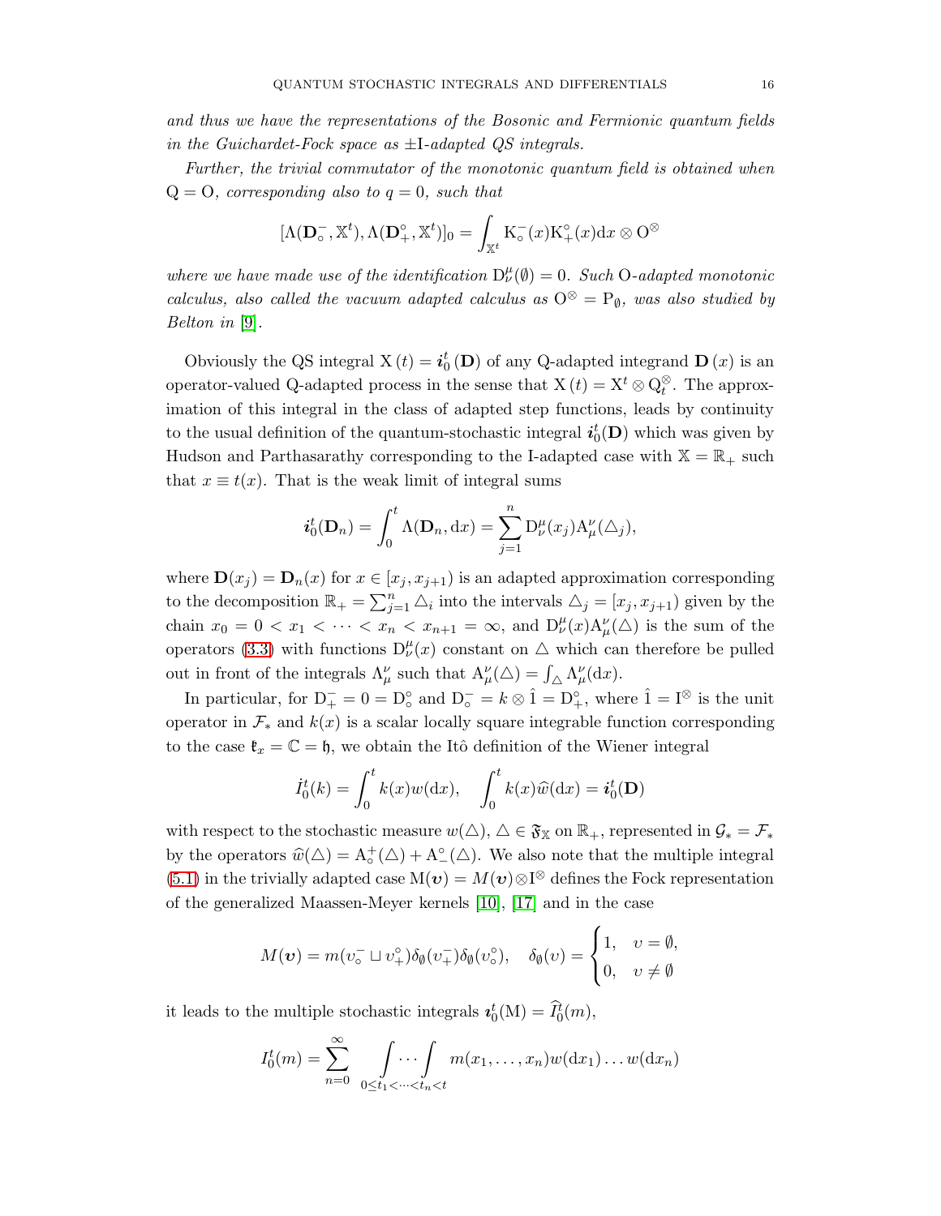*and thus we have the representations of the Bosonic and Fermionic quantum fields in the Guichardet-Fock space as $\pm\mathrm{I}$-adapted QS integrals.*

*Further, the trivial commutator of the monotonic quantum field is obtained when $\mathrm{Q} = \mathrm{O}$, corresponding also to $q = 0$, such that*

$$[\Lambda(\mathbf{D}_{\circ}^{-}, \mathbb{X}^{t}), \Lambda(\mathbf{D}_{+}^{\circ}, \mathbb{X}^{t})]_{0} = \int_{\mathbb{X}^{t}} \mathrm{K}_{\circ}^{-}(x)\mathrm{K}_{+}^{\circ}(x)\mathrm{d}x \otimes \mathrm{O}^{\otimes}$$

*where we have made use of the identification $\mathrm{D}_{\nu}^{\mu}(\emptyset) = 0$. Such $\mathrm{O}$-adapted monotonic calculus, also called the vacuum adapted calculus as $\mathrm{O}^{\otimes} = \mathrm{P}_{\emptyset}$, was also studied by Belton in* [9].

Obviously the QS integral $\mathrm{X}(t) = \boldsymbol{i}_{0}^{t}(\mathbf{D})$ of any Q-adapted integrand $\mathbf{D}(x)$ is an operator-valued Q-adapted process in the sense that $\mathrm{X}(t) = \mathrm{X}^{t} \otimes \mathrm{Q}_{t}^{\otimes}$. The approximation of this integral in the class of adapted step functions, leads by continuity to the usual definition of the quantum-stochastic integral $\boldsymbol{i}_{0}^{t}(\mathbf{D})$ which was given by Hudson and Parthasarathy corresponding to the I-adapted case with $\mathbb{X} = \mathbb{R}_{+}$ such that $x \equiv t(x)$. That is the weak limit of integral sums

$$\boldsymbol{i}_{0}^{t}(\mathbf{D}_{n}) = \int_{0}^{t} \Lambda(\mathbf{D}_{n}, \mathrm{d}x) = \sum_{j=1}^{n} \mathrm{D}_{\nu}^{\mu}(x_{j})\mathrm{A}_{\mu}^{\nu}(\triangle_{j}),$$

where $\mathbf{D}(x_{j}) = \mathbf{D}_{n}(x)$ for $x \in [x_{j}, x_{j+1})$ is an adapted approximation corresponding to the decomposition $\mathbb{R}_{+} = \sum_{j=1}^{n} \triangle_{i}$ into the intervals $\triangle_{j} = [x_{j}, x_{j+1})$ given by the chain $x_{0} = 0 < x_{1} < \cdots < x_{n} < x_{n+1} = \infty$, and $\mathrm{D}_{\nu}^{\mu}(x)\mathrm{A}_{\mu}^{\nu}(\triangle)$ is the sum of the operators (3.3) with functions $\mathrm{D}_{\nu}^{\mu}(x)$ constant on $\triangle$ which can therefore be pulled out in front of the integrals $\Lambda_{\mu}^{\nu}$ such that $\mathrm{A}_{\mu}^{\nu}(\triangle) = \int_{\triangle} \Lambda_{\mu}^{\nu}(\mathrm{d}x)$.

In particular, for $\mathrm{D}_{+}^{-} = 0 = \mathrm{D}_{\circ}^{\circ}$ and $\mathrm{D}_{\circ}^{-} = k \otimes \hat{1} = \mathrm{D}_{+}^{\circ}$, where $\hat{1} = \mathrm{I}^{\otimes}$ is the unit operator in $\mathcal{F}_{*}$ and $k(x)$ is a scalar locally square integrable function corresponding to the case $\mathfrak{k}_{x} = \mathbb{C} = \mathfrak{h}$, we obtain the Itô definition of the Wiener integral

$$\dot{I}_{0}^{t}(k) = \int_{0}^{t} k(x)w(\mathrm{d}x), \quad \int_{0}^{t} k(x)\widehat{w}(\mathrm{d}x) = \boldsymbol{i}_{0}^{t}(\mathbf{D})$$

with respect to the stochastic measure $w(\triangle)$, $\triangle \in \mathfrak{F}_{\mathbb{X}}$ on $\mathbb{R}_{+}$, represented in $\mathcal{G}_{*} = \mathcal{F}_{*}$ by the operators $\widehat{w}(\triangle) = \mathrm{A}_{\circ}^{+}(\triangle) + \mathrm{A}_{-}^{\circ}(\triangle)$. We also note that the multiple integral (5.1) in the trivially adapted case $\mathrm{M}(\boldsymbol{\upsilon}) = M(\boldsymbol{\upsilon}) \otimes \mathrm{I}^{\otimes}$ defines the Fock representation of the generalized Maassen-Meyer kernels [10], [17] and in the case

$$M(\boldsymbol{\upsilon}) = m(\upsilon_{\circ}^{-} \sqcup \upsilon_{+}^{\circ})\delta_{\emptyset}(\upsilon_{+}^{-})\delta_{\emptyset}(\upsilon_{\circ}^{\circ}), \quad \delta_{\emptyset}(\upsilon) = \begin{cases} 1, & \upsilon = \emptyset, \\ 0, & \upsilon \neq \emptyset \end{cases}$$

it leads to the multiple stochastic integrals $\boldsymbol{i}_{0}^{t}(\mathrm{M}) = \widehat{I}_{0}^{t}(m)$,

$$I_{0}^{t}(m) = \sum_{n=0}^{\infty} \int \cdots \int_{0 \leq t_{1} < \cdots < t_{n} < t} m(x_{1}, \ldots, x_{n}) w(\mathrm{d}x_{1}) \ldots w(\mathrm{d}x_{n})$$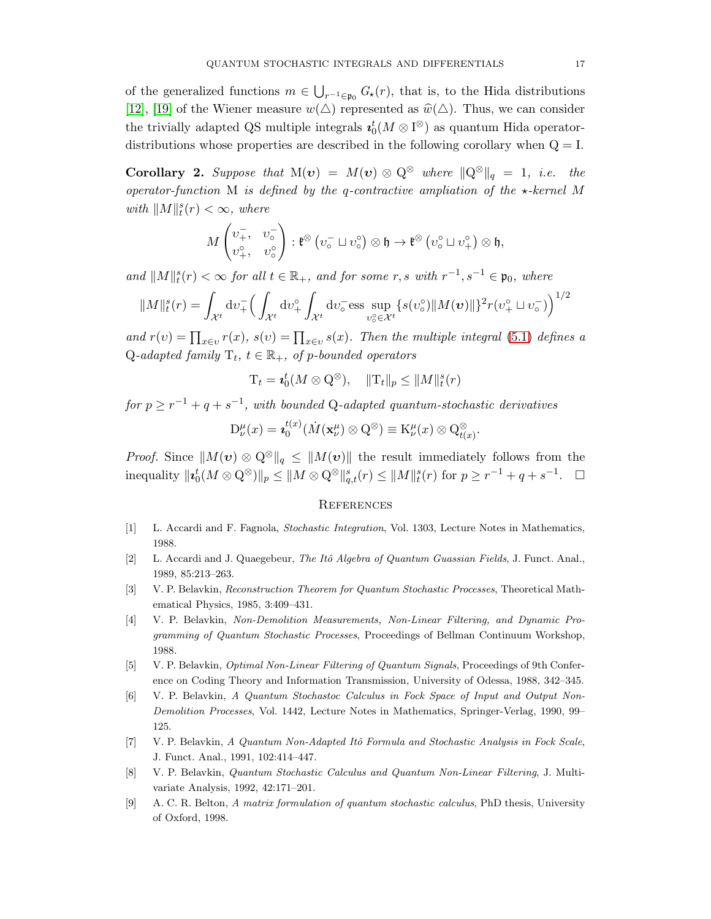of the generalized functions $m \in \bigcup_{r^{-1} \in \mathfrak{p}_0} G_\star(r)$, that is, to the Hida distributions [12], [19] of the Wiener measure $w(\triangle)$ represented as $\widehat{w}(\triangle)$. Thus, we can consider the trivially adapted QS multiple integrals $\boldsymbol{\imath}_0^t(M \otimes \mathrm{I}^\otimes)$ as quantum Hida operator-distributions whose properties are described in the following corollary when $\mathrm{Q} = \mathrm{I}$.

**Corollary 2.** *Suppose that* $\mathrm{M}(\boldsymbol{v}) = M(\boldsymbol{v}) \otimes \mathrm{Q}^\otimes$ *where* $\|\mathrm{Q}^\otimes\|_q = 1$*, i.e. the operator-function* $\mathrm{M}$ *is defined by the* $q$*-contractive ampliation of the* $\star$*-kernel* $M$ *with* $\|M\|_t^s(r) < \infty$*, where*

$$M \begin{pmatrix} \upsilon_+^-, & \upsilon_\circ^- \\ \upsilon_+^\circ, & \upsilon_\circ^\circ \end{pmatrix} : \mathfrak{k}^\otimes\left(\upsilon_\circ^- \sqcup \upsilon_\circ^\circ\right) \otimes \mathfrak{h} \to \mathfrak{k}^\otimes\left(\upsilon_\circ^\circ \sqcup \upsilon_+^\circ\right) \otimes \mathfrak{h},$$

*and* $\|M\|_t^s(r) < \infty$ *for all* $t \in \mathbb{R}_+$*, and for some* $r, s$ *with* $r^{-1}, s^{-1} \in \mathfrak{p}_0$*, where*

$$\|M\|_t^s(r) = \int_{\mathcal{X}^t} \mathrm{d}\upsilon_+^- \Big( \int_{\mathcal{X}^t} \mathrm{d}\upsilon_+^\circ \int_{\mathcal{X}^t} \mathrm{d}\upsilon_\circ^- \operatorname{ess\,sup}_{\upsilon_\circ^\circ \in \mathcal{X}^t} \{s(\upsilon_\circ^\circ)\|M(\boldsymbol{v})\|\}^2 r(\upsilon_+^\circ \sqcup \upsilon_\circ^-)\Big)^{1/2}$$

*and* $r(\upsilon) = \prod_{x \in \upsilon} r(x)$*,* $s(\upsilon) = \prod_{x \in \upsilon} s(x)$*. Then the multiple integral* (5.1) *defines a* $\mathrm{Q}$*-adapted family* $\mathrm{T}_t$*,* $t \in \mathbb{R}_+$*, of* $p$*-bounded operators*

$$\mathrm{T}_t = \boldsymbol{\imath}_0^t(M \otimes \mathrm{Q}^\otimes), \quad \|\mathrm{T}_t\|_p \leq \|M\|_t^s(r)$$

*for* $p \geq r^{-1} + q + s^{-1}$*, with bounded* $\mathrm{Q}$*-adapted quantum-stochastic derivatives*

$$\mathrm{D}_\nu^\mu(x) = \boldsymbol{\imath}_0^{t(x)}(\dot{M}(\mathbf{x}_\nu^\mu) \otimes \mathrm{Q}^\otimes) \equiv \mathrm{K}_\nu^\mu(x) \otimes \mathrm{Q}_{t(x)}^\otimes.$$

*Proof.* Since $\|M(\boldsymbol{v}) \otimes \mathrm{Q}^\otimes\|_q \leq \|M(\boldsymbol{v})\|$ the result immediately follows from the inequality $\|\boldsymbol{\imath}_0^t(M \otimes \mathrm{Q}^\otimes)\|_p \leq \|M \otimes \mathrm{Q}^\otimes\|_{q,t}^s(r) \leq \|M\|_t^s(r)$ for $p \geq r^{-1} + q + s^{-1}$. $\square$

## References

[1] L. Accardi and F. Fagnola, *Stochastic Integration*, Vol. 1303, Lecture Notes in Mathematics, 1988.

[2] L. Accardi and J. Quaegebeur, *The Itô Algebra of Quantum Guassian Fields*, J. Funct. Anal., 1989, 85:213–263.

[3] V. P. Belavkin, *Reconstruction Theorem for Quantum Stochastic Processes*, Theoretical Mathematical Physics, 1985, 3:409–431.

[4] V. P. Belavkin, *Non-Demolition Measurements, Non-Linear Filtering, and Dynamic Programming of Quantum Stochastic Processes*, Proceedings of Bellman Continuum Workshop, 1988.

[5] V. P. Belavkin, *Optimal Non-Linear Filtering of Quantum Signals*, Proceedings of 9th Conference on Coding Theory and Information Transmission, University of Odessa, 1988, 342–345.

[6] V. P. Belavkin, *A Quantum Stochastoc Calculus in Fock Space of Input and Output Non-Demolition Processes*, Vol. 1442, Lecture Notes in Mathematics, Springer-Verlag, 1990, 99–125.

[7] V. P. Belavkin, *A Quantum Non-Adapted Itô Formula and Stochastic Analysis in Fock Scale*, J. Funct. Anal., 1991, 102:414–447.

[8] V. P. Belavkin, *Quantum Stochastic Calculus and Quantum Non-Linear Filtering*, J. Multivariate Analysis, 1992, 42:171–201.

[9] A. C. R. Belton, *A matrix formulation of quantum stochastic calculus*, PhD thesis, University of Oxford, 1998.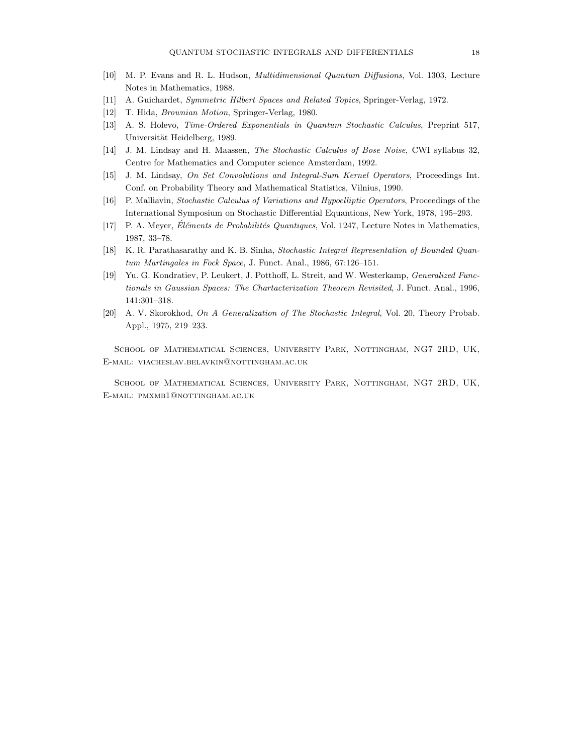[10] M. P. Evans and R. L. Hudson, *Multidimensional Quantum Diffusions*, Vol. 1303, Lecture Notes in Mathematics, 1988.

[11] A. Guichardet, *Symmetric Hilbert Spaces and Related Topics*, Springer-Verlag, 1972.

[12] T. Hida, *Brownian Motion*, Springer-Verlag, 1980.

[13] A. S. Holevo, *Time-Ordered Exponentials in Quantum Stochastic Calculus*, Preprint 517, Universität Heidelberg, 1989.

[14] J. M. Lindsay and H. Maassen, *The Stochastic Calculus of Bose Noise*, CWI syllabus 32, Centre for Mathematics and Computer science Amsterdam, 1992.

[15] J. M. Lindsay, *On Set Convolutions and Integral-Sum Kernel Operators*, Proceedings Int. Conf. on Probability Theory and Mathematical Statistics, Vilnius, 1990.

[16] P. Malliavin, *Stochastic Calculus of Variations and Hypoelliptic Operators*, Proceedings of the International Symposium on Stochastic Differential Equantions, New York, 1978, 195–293.

[17] P. A. Meyer, *Éléments de Probabilités Quantiques*, Vol. 1247, Lecture Notes in Mathematics, 1987, 33–78.

[18] K. R. Parathasarathy and K. B. Sinha, *Stochastic Integral Representation of Bounded Quantum Martingales in Fock Space*, J. Funct. Anal., 1986, 67:126–151.

[19] Yu. G. Kondratiev, P. Leukert, J. Potthoff, L. Streit, and W. Westerkamp, *Generalized Functionals in Gaussian Spaces: The Chartacterization Theorem Revisited*, J. Funct. Anal., 1996, 141:301–318.

[20] A. V. Skorokhod, *On A Generalization of The Stochastic Integral*, Vol. 20, Theory Probab. Appl., 1975, 219–233.

School of Mathematical Sciences, University Park, Nottingham, NG7 2RD, UK, E-mail: viacheslav.belavkin@nottingham.ac.uk

School of Mathematical Sciences, University Park, Nottingham, NG7 2RD, UK, E-mail: pmxmb1@nottingham.ac.uk